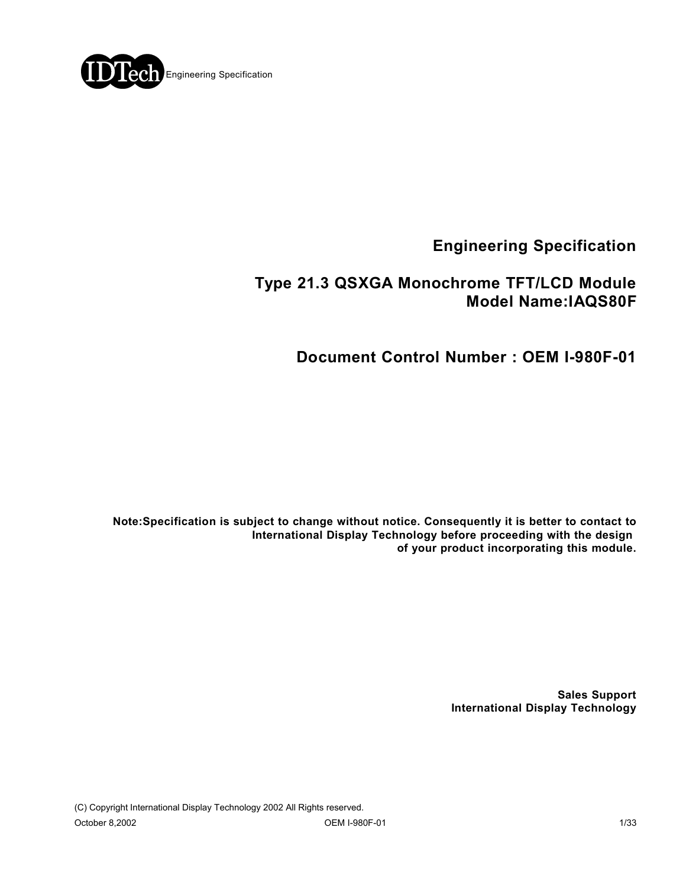# Engineering Specification

## Type 21.3 QSXGA Monochrome TFT/LCD Module
## Model Name:IAQS80F

## Document Control Number : OEM I-980F-01

**Note:Specification is subject to change without notice. Consequently it is better to contact to International Display Technology before proceeding with the design of your product incorporating this module.**

**Sales Support**
**International Display Technology**

(C) Copyright International Display Technology 2002 All Rights reserved.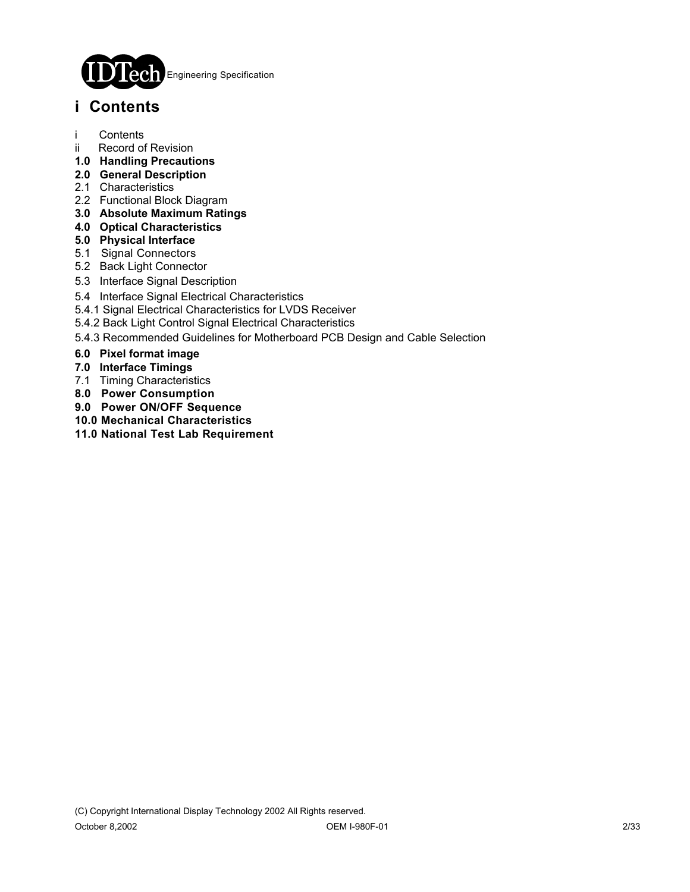# i Contents

i Contents
ii Record of Revision
**1.0 Handling Precautions**
**2.0 General Description**
2.1 Characteristics
2.2 Functional Block Diagram
**3.0 Absolute Maximum Ratings**
**4.0 Optical Characteristics**
**5.0 Physical Interface**
5.1 Signal Connectors
5.2 Back Light Connector
5.3 Interface Signal Description
5.4 Interface Signal Electrical Characteristics
5.4.1 Signal Electrical Characteristics for LVDS Receiver
5.4.2 Back Light Control Signal Electrical Characteristics
5.4.3 Recommended Guidelines for Motherboard PCB Design and Cable Selection
**6.0 Pixel format image**
**7.0 Interface Timings**
7.1 Timing Characteristics
**8.0 Power Consumption**
**9.0 Power ON/OFF Sequence**
**10.0 Mechanical Characteristics**
**11.0 National Test Lab Requirement**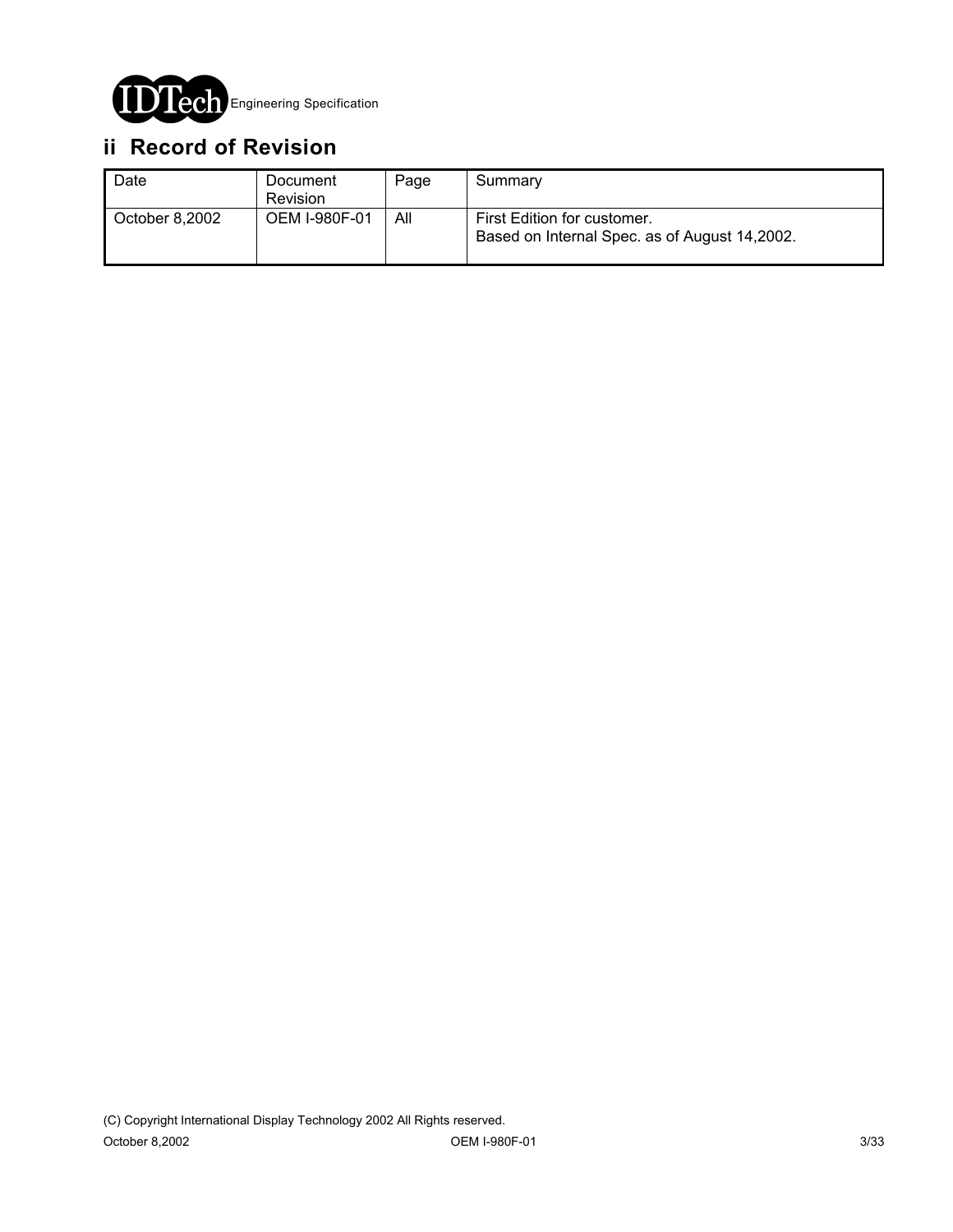## ii Record of Revision

| Date | Document Revision | Page | Summary |
|---|---|---|---|
| October 8,2002 | OEM I-980F-01 | All | First Edition for customer.<br>Based on Internal Spec. as of August 14,2002. |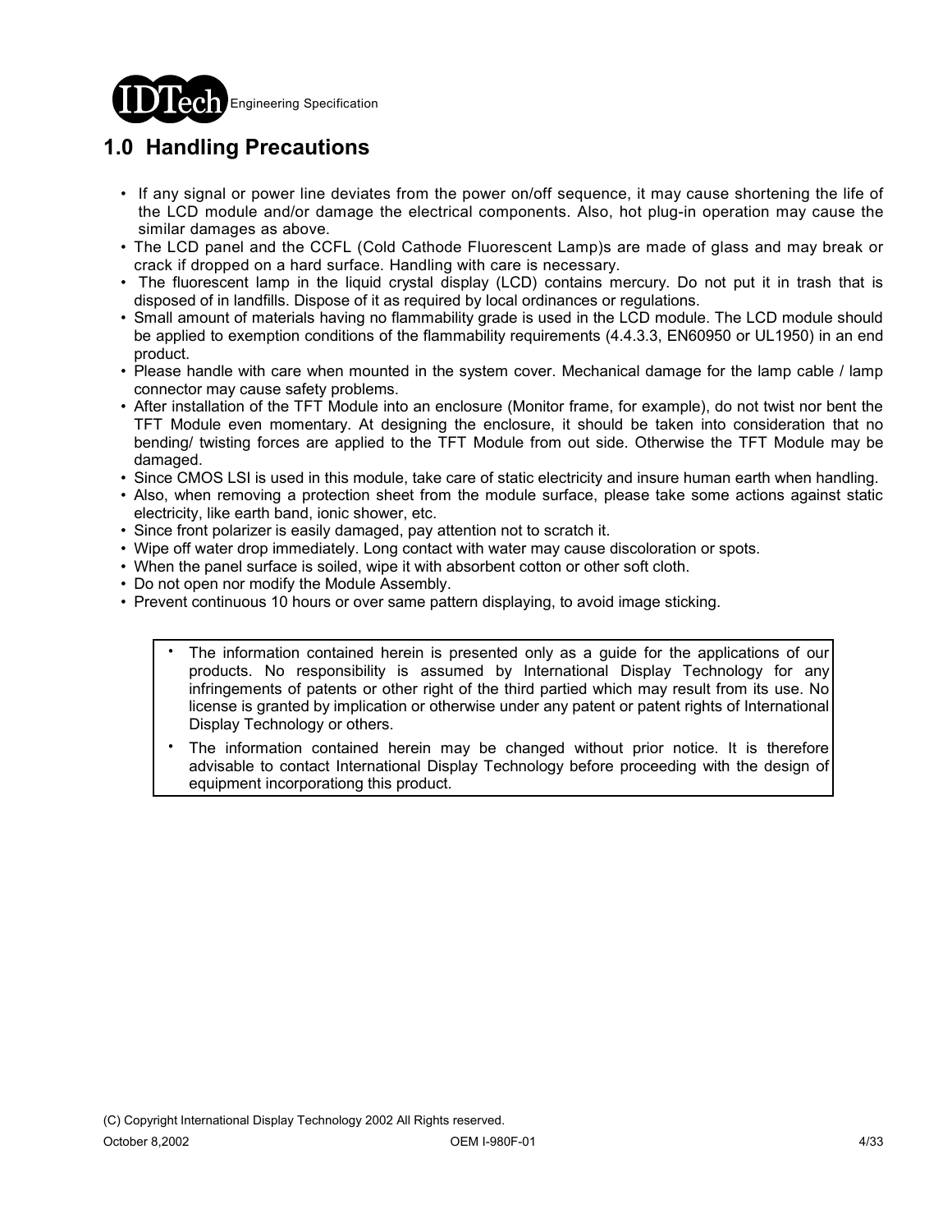# 1.0 Handling Precautions

- If any signal or power line deviates from the power on/off sequence, it may cause shortening the life of the LCD module and/or damage the electrical components. Also, hot plug-in operation may cause the similar damages as above.
- The LCD panel and the CCFL (Cold Cathode Fluorescent Lamp)s are made of glass and may break or crack if dropped on a hard surface. Handling with care is necessary.
- The fluorescent lamp in the liquid crystal display (LCD) contains mercury. Do not put it in trash that is disposed of in landfills. Dispose of it as required by local ordinances or regulations.
- Small amount of materials having no flammability grade is used in the LCD module. The LCD module should be applied to exemption conditions of the flammability requirements (4.4.3.3, EN60950 or UL1950) in an end product.
- Please handle with care when mounted in the system cover. Mechanical damage for the lamp cable / lamp connector may cause safety problems.
- After installation of the TFT Module into an enclosure (Monitor frame, for example), do not twist nor bent the TFT Module even momentary. At designing the enclosure, it should be taken into consideration that no bending/ twisting forces are applied to the TFT Module from out side. Otherwise the TFT Module may be damaged.
- Since CMOS LSI is used in this module, take care of static electricity and insure human earth when handling.
- Also, when removing a protection sheet from the module surface, please take some actions against static electricity, like earth band, ionic shower, etc.
- Since front polarizer is easily damaged, pay attention not to scratch it.
- Wipe off water drop immediately. Long contact with water may cause discoloration or spots.
- When the panel surface is soiled, wipe it with absorbent cotton or other soft cloth.
- Do not open nor modify the Module Assembly.
- Prevent continuous 10 hours or over same pattern displaying, to avoid image sticking.

---

- The information contained herein is presented only as a guide for the applications of our products. No responsibility is assumed by International Display Technology for any infringements of patents or other right of the third partied which may result from its use. No license is granted by implication or otherwise under any patent or patent rights of International Display Technology or others.
- The information contained herein may be changed without prior notice. It is therefore advisable to contact International Display Technology before proceeding with the design of equipment incorporationg this product.

---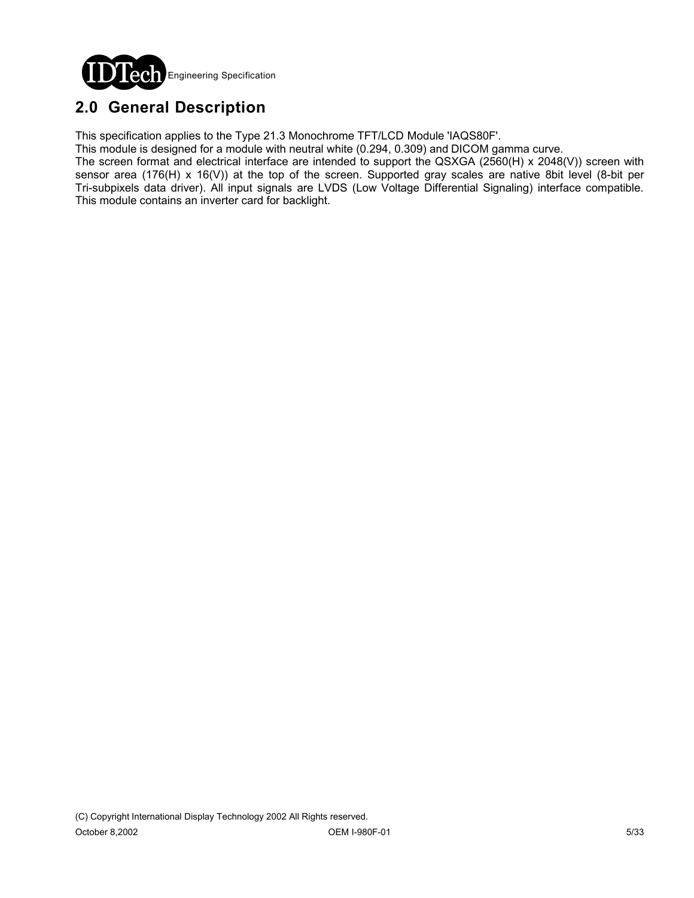## 2.0 General Description

This specification applies to the Type 21.3 Monochrome TFT/LCD Module 'IAQS80F'.
This module is designed for a module with neutral white (0.294, 0.309) and DICOM gamma curve.
The screen format and electrical interface are intended to support the QSXGA (2560(H) x 2048(V)) screen with sensor area (176(H) x 16(V)) at the top of the screen. Supported gray scales are native 8bit level (8-bit per Tri-subpixels data driver). All input signals are LVDS (Low Voltage Differential Signaling) interface compatible.
This module contains an inverter card for backlight.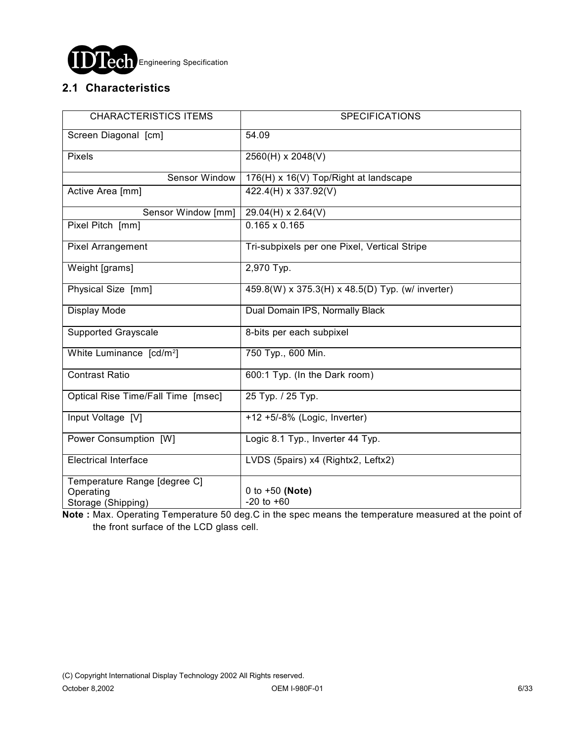## 2.1 Characteristics

| CHARACTERISTICS ITEMS | SPECIFICATIONS |
| --- | --- |
| Screen Diagonal [cm] | 54.09 |
| Pixels | 2560(H) x 2048(V) |
| Sensor Window | 176(H) x 16(V) Top/Right at landscape |
| Active Area [mm] | 422.4(H) x 337.92(V) |
| Sensor Window [mm] | 29.04(H) x 2.64(V) |
| Pixel Pitch [mm] | 0.165 x 0.165 |
| Pixel Arrangement | Tri-subpixels per one Pixel, Vertical Stripe |
| Weight [grams] | 2,970 Typ. |
| Physical Size [mm] | 459.8(W) x 375.3(H) x 48.5(D) Typ. (w/ inverter) |
| Display Mode | Dual Domain IPS, Normally Black |
| Supported Grayscale | 8-bits per each subpixel |
| White Luminance [cd/m$^2$] | 750 Typ., 600 Min. |
| Contrast Ratio | 600:1 Typ. (In the Dark room) |
| Optical Rise Time/Fall Time [msec] | 25 Typ. / 25 Typ. |
| Input Voltage [V] | +12 +5/-8% (Logic, Inverter) |
| Power Consumption [W] | Logic 8.1 Typ., Inverter 44 Typ. |
| Electrical Interface | LVDS (5pairs) x4 (Rightx2, Leftx2) |
| Temperature Range [degree C]<br>Operating<br>Storage (Shipping) | <br>0 to +50 **(Note)**<br>-20 to +60 |

**Note :** Max. Operating Temperature 50 deg.C in the spec means the temperature measured at the point of the front surface of the LCD glass cell.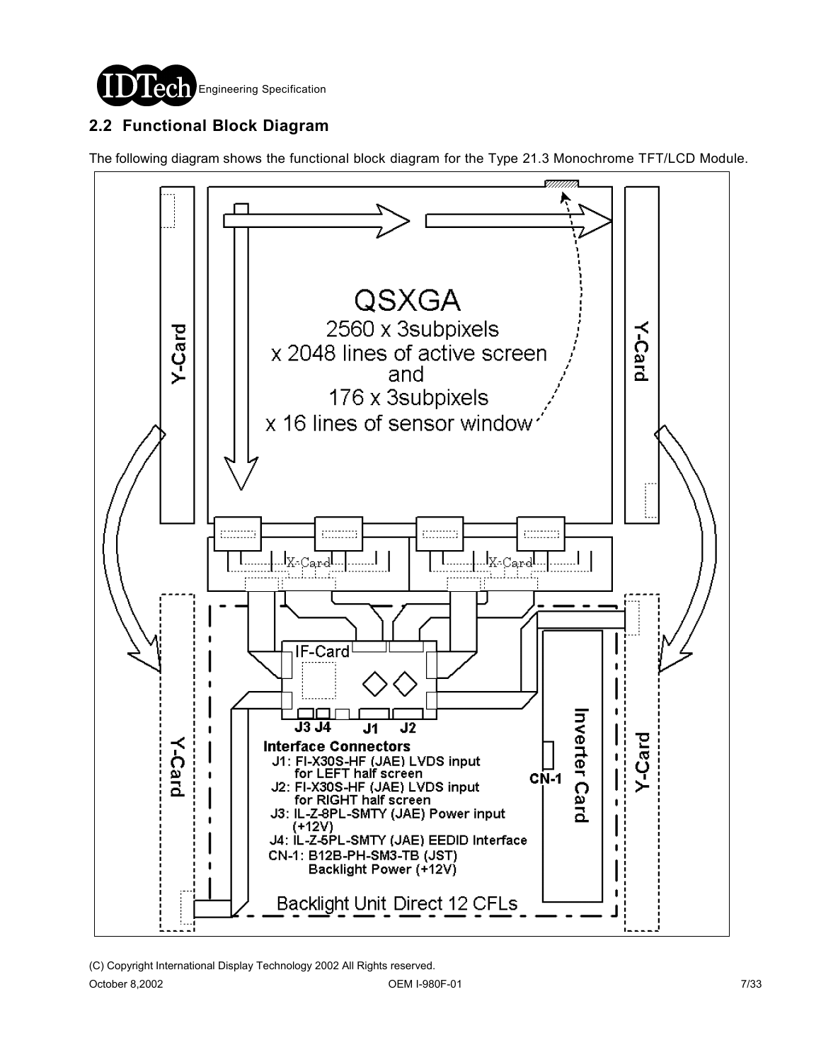## 2.2 Functional Block Diagram

The following diagram shows the functional block diagram for the Type 21.3 Monochrome TFT/LCD Module.

QSXGA
2560 x 3subpixels
x 2048 lines of active screen
and
176 x 3subpixels
x 16 lines of sensor window

Y-Card

X-Card

IF-Card

J3 J4 J1 J2

**Interface Connectors**

- J1: FI-X30S-HF (JAE) LVDS input for LEFT half screen
- J2: FI-X30S-HF (JAE) LVDS input for RIGHT half screen
- J3: IL-Z-8PL-SMTY (JAE) Power input (+12V)
- J4: IL-Z-5PL-SMTY (JAE) EEDID Interface
- CN-1: B12B-PH-SM3-TB (JST) Backlight Power (+12V)

CN-1

Inverter Card

Backlight Unit Direct 12 CFLs

(C) Copyright International Display Technology 2002 All Rights reserved.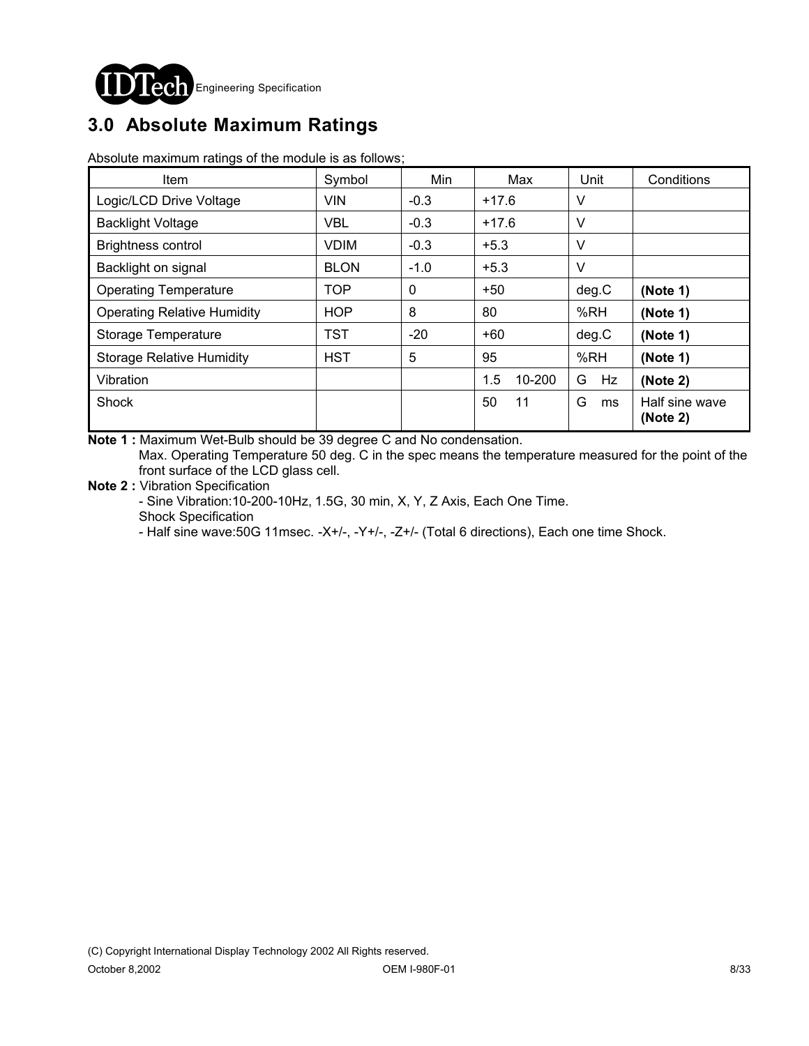## 3.0 Absolute Maximum Ratings

Absolute maximum ratings of the module is as follows;

| Item | Symbol | Min | Max | Unit | Conditions |
|---|---|---|---|---|---|
| Logic/LCD Drive Voltage | VIN | -0.3 | +17.6 | V | |
| Backlight Voltage | VBL | -0.3 | +17.6 | V | |
| Brightness control | VDIM | -0.3 | +5.3 | V | |
| Backlight on signal | BLON | -1.0 | +5.3 | V | |
| Operating Temperature | TOP | 0 | +50 | deg.C | **(Note 1)** |
| Operating Relative Humidity | HOP | 8 | 80 | %RH | **(Note 1)** |
| Storage Temperature | TST | -20 | +60 | deg.C | **(Note 1)** |
| Storage Relative Humidity | HST | 5 | 95 | %RH | **(Note 1)** |
| Vibration | | | 1.5 10-200 | G Hz | **(Note 2)** |
| Shock | | | 50 11 | G ms | Half sine wave **(Note 2)** |

**Note 1 :** Maximum Wet-Bulb should be 39 degree C and No condensation.
Max. Operating Temperature 50 deg. C in the spec means the temperature measured for the point of the front surface of the LCD glass cell.

**Note 2 :** Vibration Specification
- Sine Vibration:10-200-10Hz, 1.5G, 30 min, X, Y, Z Axis, Each One Time.

Shock Specification
- Half sine wave:50G 11msec. -X+/-, -Y+/-, -Z+/- (Total 6 directions), Each one time Shock.

(C) Copyright International Display Technology 2002 All Rights reserved.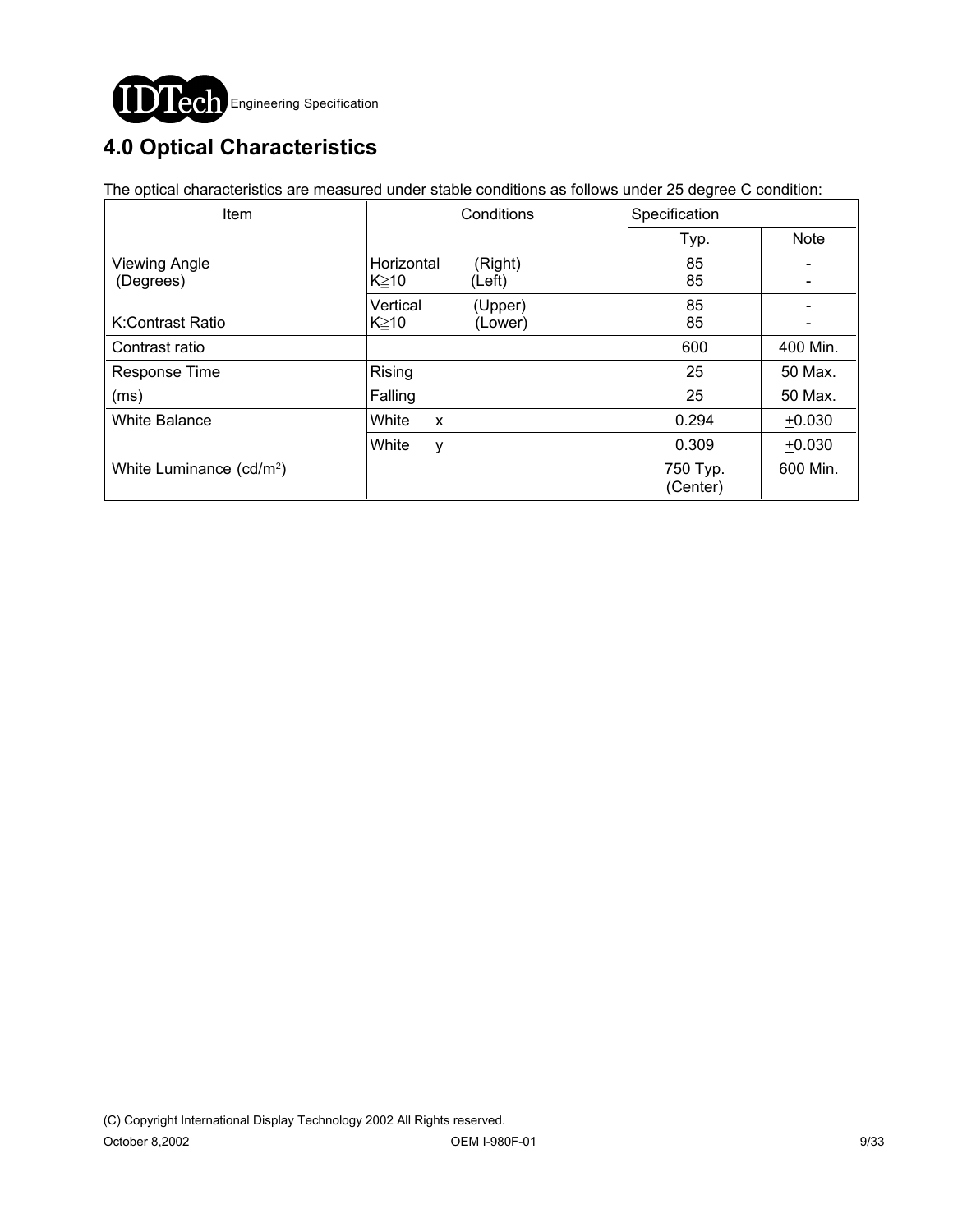# 4.0 Optical Characteristics

The optical characteristics are measured under stable conditions as follows under 25 degree C condition:

| Item | Conditions | Specification | |
|---|---|---|---|
| | | Typ. | Note |
| Viewing Angle (Degrees) | Horizontal (Right) K≧10 (Left) | 85<br>85 | -<br>- |
| K:Contrast Ratio | Vertical (Upper) K≧10 (Lower) | 85<br>85 | -<br>- |
| Contrast ratio | | 600 | 400 Min. |
| Response Time | Rising | 25 | 50 Max. |
| (ms) | Falling | 25 | 50 Max. |
| White Balance | White x | 0.294 | ±0.030 |
| | White y | 0.309 | ±0.030 |
| White Luminance ($cd/m^2$) | | 750 Typ. (Center) | 600 Min. |

(C) Copyright International Display Technology 2002 All Rights reserved.

October 8,2002 OEM I-980F-01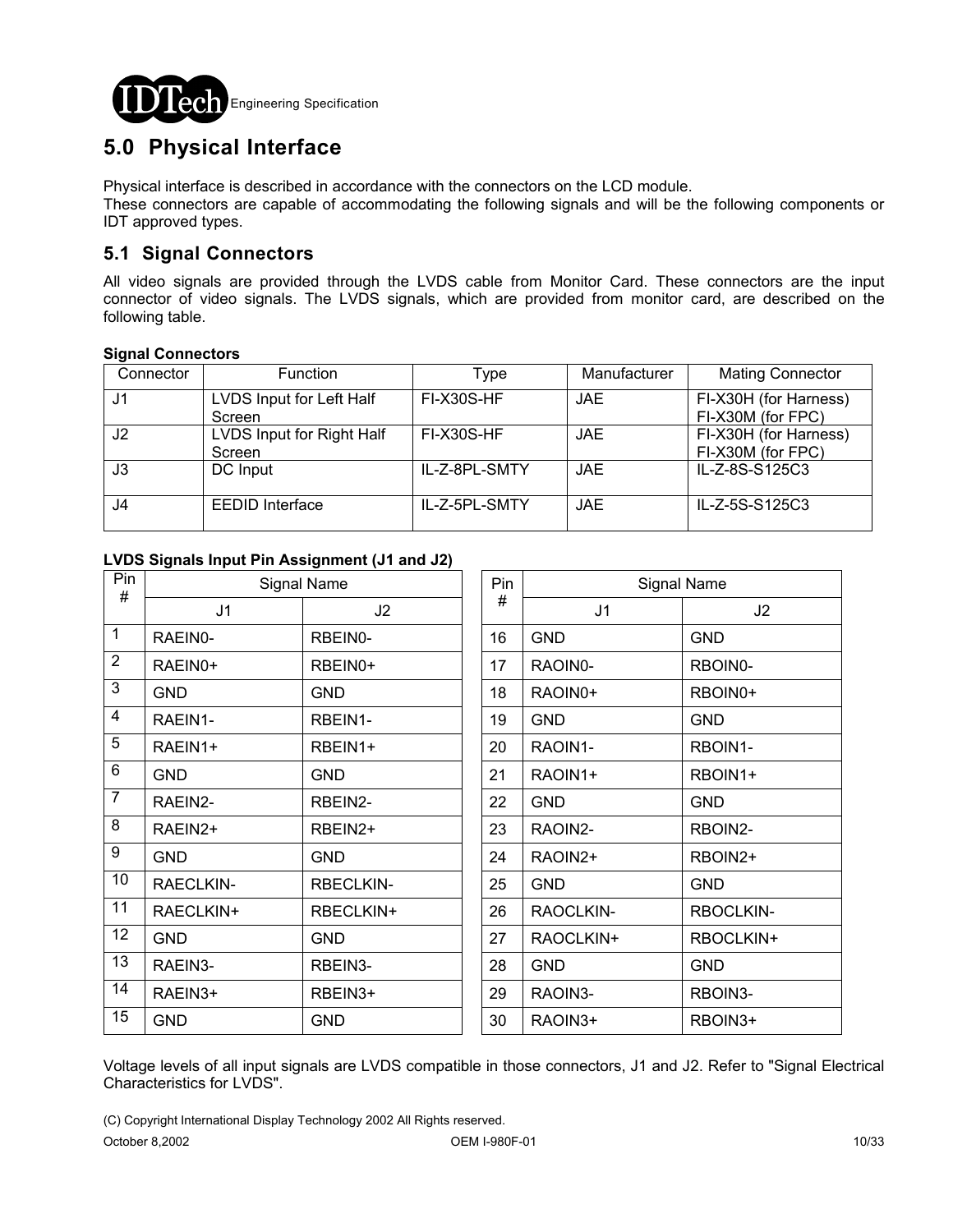# 5.0 Physical Interface

Physical interface is described in accordance with the connectors on the LCD module.
These connectors are capable of accommodating the following signals and will be the following components or IDT approved types.

## 5.1 Signal Connectors

All video signals are provided through the LVDS cable from Monitor Card. These connectors are the input connector of video signals. The LVDS signals, which are provided from monitor card, are described on the following table.

**Signal Connectors**

| Connector | Function | Type | Manufacturer | Mating Connector |
|---|---|---|---|---|
| J1 | LVDS Input for Left Half Screen | FI-X30S-HF | JAE | FI-X30H (for Harness) FI-X30M (for FPC) |
| J2 | LVDS Input for Right Half Screen | FI-X30S-HF | JAE | FI-X30H (for Harness) FI-X30M (for FPC) |
| J3 | DC Input | IL-Z-8PL-SMTY | JAE | IL-Z-8S-S125C3 |
| J4 | EEDID Interface | IL-Z-5PL-SMTY | JAE | IL-Z-5S-S125C3 |

**LVDS Signals Input Pin Assignment (J1 and J2)**

| Pin # | Signal Name | |
|---|---|---|
| | J1 | J2 |
| 1 | RAEIN0- | RBEIN0- |
| 2 | RAEIN0+ | RBEIN0+ |
| 3 | GND | GND |
| 4 | RAEIN1- | RBEIN1- |
| 5 | RAEIN1+ | RBEIN1+ |
| 6 | GND | GND |
| 7 | RAEIN2- | RBEIN2- |
| 8 | RAEIN2+ | RBEIN2+ |
| 9 | GND | GND |
| 10 | RAECLKIN- | RBECLKIN- |
| 11 | RAECLKIN+ | RBECLKIN+ |
| 12 | GND | GND |
| 13 | RAEIN3- | RBEIN3- |
| 14 | RAEIN3+ | RBEIN3+ |
| 15 | GND | GND |

| Pin # | Signal Name | |
|---|---|---|
| | J1 | J2 |
| 16 | GND | GND |
| 17 | RAOIN0- | RBOIN0- |
| 18 | RAOIN0+ | RBOIN0+ |
| 19 | GND | GND |
| 20 | RAOIN1- | RBOIN1- |
| 21 | RAOIN1+ | RBOIN1+ |
| 22 | GND | GND |
| 23 | RAOIN2- | RBOIN2- |
| 24 | RAOIN2+ | RBOIN2+ |
| 25 | GND | GND |
| 26 | RAOCLKIN- | RBOCLKIN- |
| 27 | RAOCLKIN+ | RBOCLKIN+ |
| 28 | GND | GND |
| 29 | RAOIN3- | RBOIN3- |
| 30 | RAOIN3+ | RBOIN3+ |

Voltage levels of all input signals are LVDS compatible in those connectors, J1 and J2. Refer to "Signal Electrical Characteristics for LVDS".

(C) Copyright International Display Technology 2002 All Rights reserved.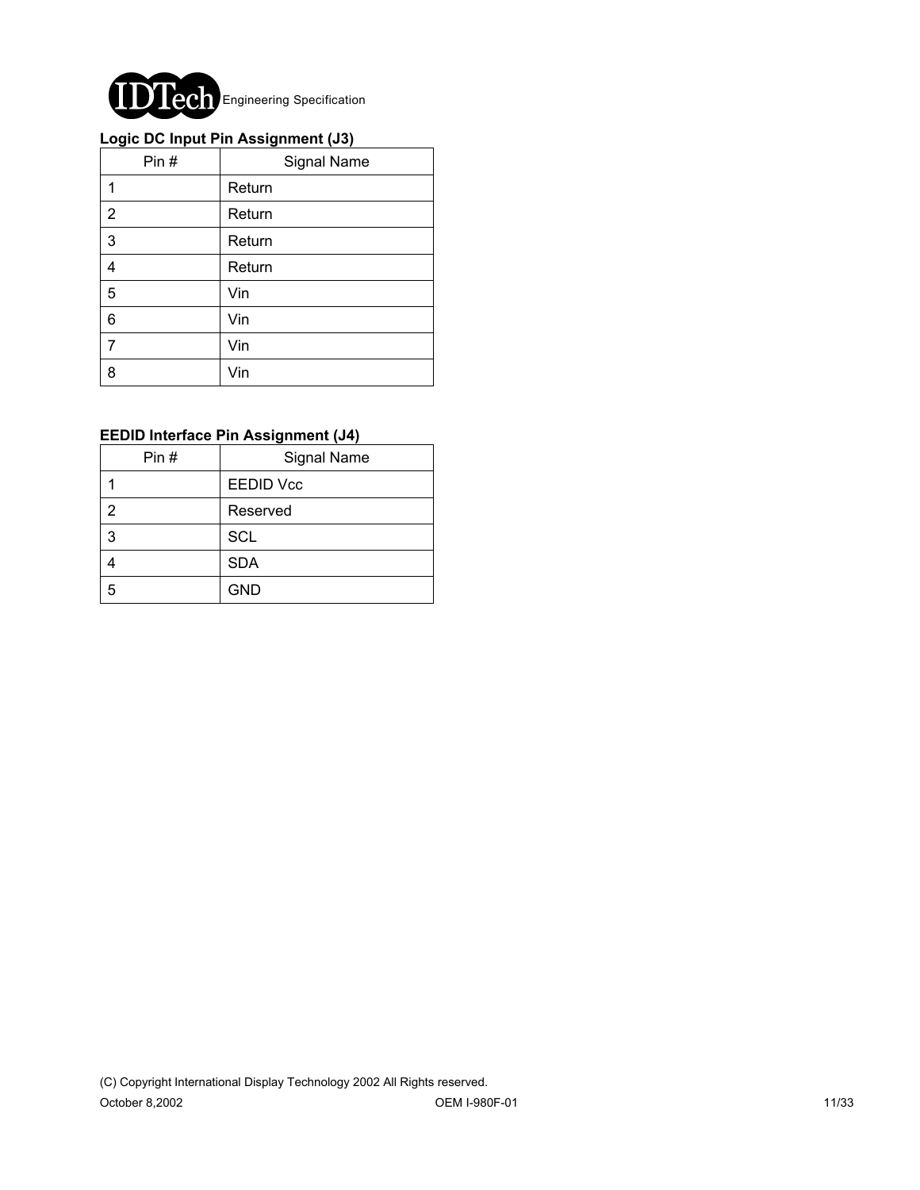**Logic DC Input Pin Assignment (J3)**

| Pin # | Signal Name |
|---|---|
| 1 | Return |
| 2 | Return |
| 3 | Return |
| 4 | Return |
| 5 | Vin |
| 6 | Vin |
| 7 | Vin |
| 8 | Vin |

**EEDID Interface Pin Assignment (J4)**

| Pin # | Signal Name |
|---|---|
| 1 | EEDID Vcc |
| 2 | Reserved |
| 3 | SCL |
| 4 | SDA |
| 5 | GND |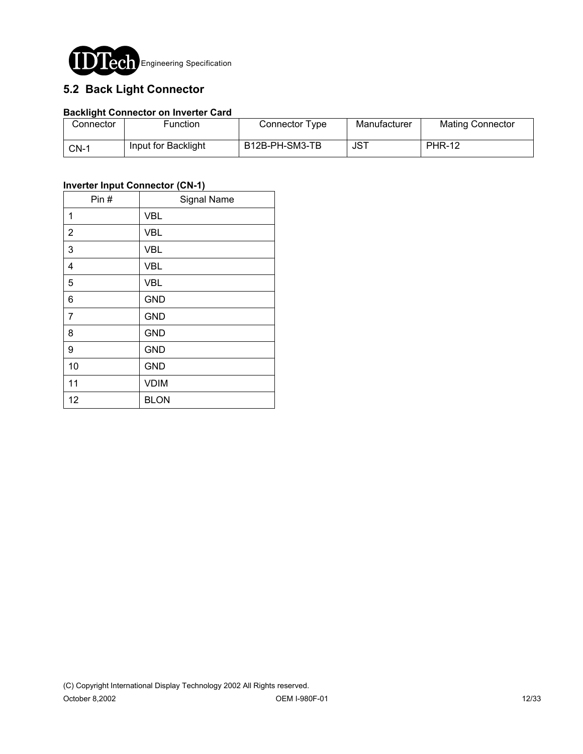## 5.2 Back Light Connector

**Backlight Connector on Inverter Card**

| Connector | Function | Connector Type | Manufacturer | Mating Connector |
|---|---|---|---|---|
| CN-1 | Input for Backlight | B12B-PH-SM3-TB | JST | PHR-12 |

**Inverter Input Connector (CN-1)**

| Pin # | Signal Name |
|---|---|
| 1 | VBL |
| 2 | VBL |
| 3 | VBL |
| 4 | VBL |
| 5 | VBL |
| 6 | GND |
| 7 | GND |
| 8 | GND |
| 9 | GND |
| 10 | GND |
| 11 | VDIM |
| 12 | BLON |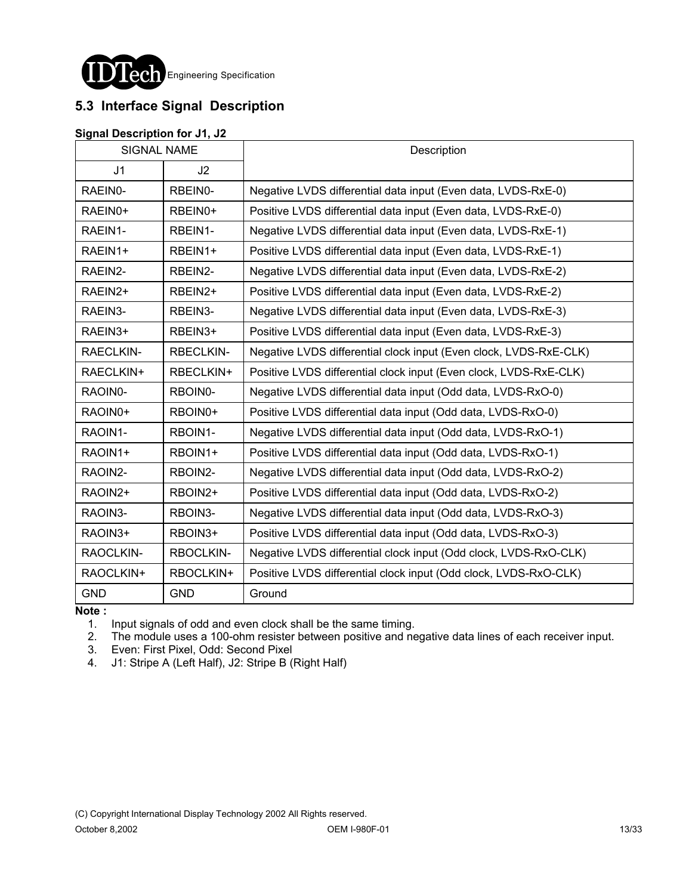## 5.3 Interface Signal Description

**Signal Description for J1, J2**

| SIGNAL NAME | | Description |
|---|---|---|
| J1 | J2 | |
| RAEIN0- | RBEIN0- | Negative LVDS differential data input (Even data, LVDS-RxE-0) |
| RAEIN0+ | RBEIN0+ | Positive LVDS differential data input (Even data, LVDS-RxE-0) |
| RAEIN1- | RBEIN1- | Negative LVDS differential data input (Even data, LVDS-RxE-1) |
| RAEIN1+ | RBEIN1+ | Positive LVDS differential data input (Even data, LVDS-RxE-1) |
| RAEIN2- | RBEIN2- | Negative LVDS differential data input (Even data, LVDS-RxE-2) |
| RAEIN2+ | RBEIN2+ | Positive LVDS differential data input (Even data, LVDS-RxE-2) |
| RAEIN3- | RBEIN3- | Negative LVDS differential data input (Even data, LVDS-RxE-3) |
| RAEIN3+ | RBEIN3+ | Positive LVDS differential data input (Even data, LVDS-RxE-3) |
| RAECLKIN- | RBECLKIN- | Negative LVDS differential clock input (Even clock, LVDS-RxE-CLK) |
| RAECLKIN+ | RBECLKIN+ | Positive LVDS differential clock input (Even clock, LVDS-RxE-CLK) |
| RAOIN0- | RBOIN0- | Negative LVDS differential data input (Odd data, LVDS-RxO-0) |
| RAOIN0+ | RBOIN0+ | Positive LVDS differential data input (Odd data, LVDS-RxO-0) |
| RAOIN1- | RBOIN1- | Negative LVDS differential data input (Odd data, LVDS-RxO-1) |
| RAOIN1+ | RBOIN1+ | Positive LVDS differential data input (Odd data, LVDS-RxO-1) |
| RAOIN2- | RBOIN2- | Negative LVDS differential data input (Odd data, LVDS-RxO-2) |
| RAOIN2+ | RBOIN2+ | Positive LVDS differential data input (Odd data, LVDS-RxO-2) |
| RAOIN3- | RBOIN3- | Negative LVDS differential data input (Odd data, LVDS-RxO-3) |
| RAOIN3+ | RBOIN3+ | Positive LVDS differential data input (Odd data, LVDS-RxO-3) |
| RAOCLKIN- | RBOCLKIN- | Negative LVDS differential clock input (Odd clock, LVDS-RxO-CLK) |
| RAOCLKIN+ | RBOCLKIN+ | Positive LVDS differential clock input (Odd clock, LVDS-RxO-CLK) |
| GND | GND | Ground |

**Note :**

1. Input signals of odd and even clock shall be the same timing.
2. The module uses a 100-ohm resister between positive and negative data lines of each receiver input.
3. Even: First Pixel, Odd: Second Pixel
4. J1: Stripe A (Left Half), J2: Stripe B (Right Half)

(C) Copyright International Display Technology 2002 All Rights reserved.

October 8,2002 OEM I-980F-01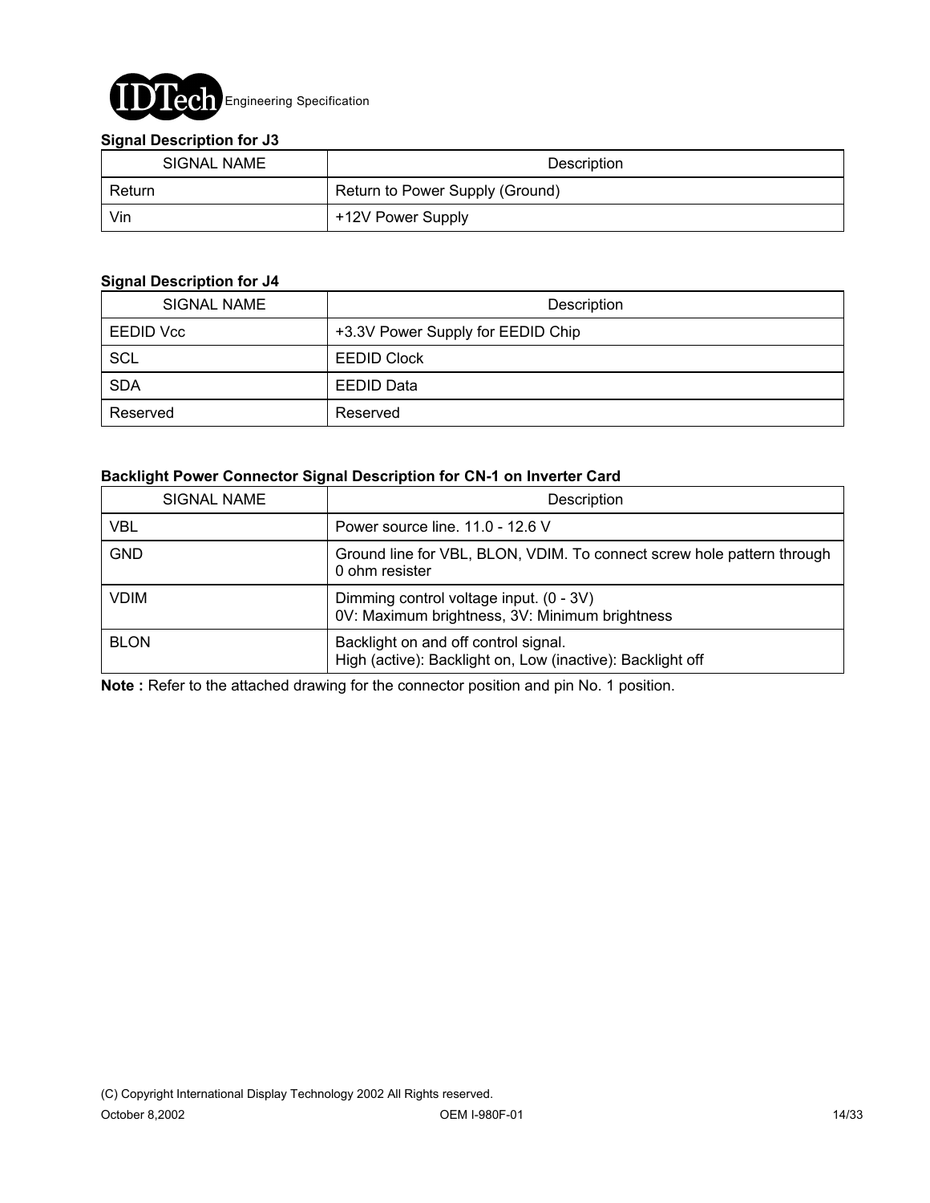**Signal Description for J3**

| SIGNAL NAME | Description |
|---|---|
| Return | Return to Power Supply (Ground) |
| Vin | +12V Power Supply |

**Signal Description for J4**

| SIGNAL NAME | Description |
|---|---|
| EEDID Vcc | +3.3V Power Supply for EEDID Chip |
| SCL | EEDID Clock |
| SDA | EEDID Data |
| Reserved | Reserved |

**Backlight Power Connector Signal Description for CN-1 on Inverter Card**

| SIGNAL NAME | Description |
|---|---|
| VBL | Power source line. 11.0 - 12.6 V |
| GND | Ground line for VBL, BLON, VDIM. To connect screw hole pattern through 0 ohm resister |
| VDIM | Dimming control voltage input. (0 - 3V)<br>0V: Maximum brightness, 3V: Minimum brightness |
| BLON | Backlight on and off control signal.<br>High (active): Backlight on, Low (inactive): Backlight off |

**Note :** Refer to the attached drawing for the connector position and pin No. 1 position.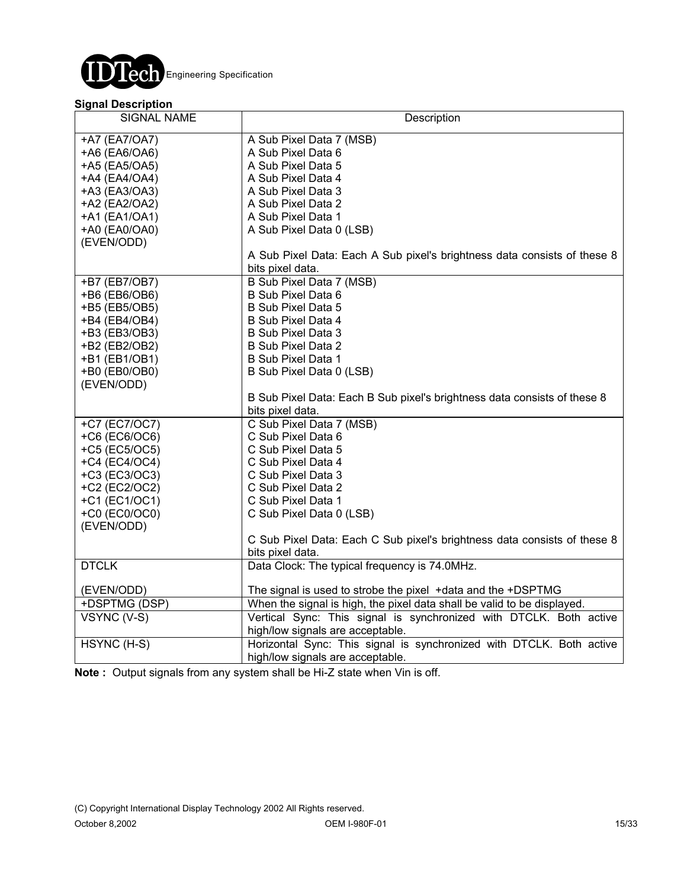**Signal Description**

| SIGNAL NAME | Description |
|---|---|
| +A7 (EA7/OA7)<br>+A6 (EA6/OA6)<br>+A5 (EA5/OA5)<br>+A4 (EA4/OA4)<br>+A3 (EA3/OA3)<br>+A2 (EA2/OA2)<br>+A1 (EA1/OA1)<br>+A0 (EA0/OA0)<br>(EVEN/ODD) | A Sub Pixel Data 7 (MSB)<br>A Sub Pixel Data 6<br>A Sub Pixel Data 5<br>A Sub Pixel Data 4<br>A Sub Pixel Data 3<br>A Sub Pixel Data 2<br>A Sub Pixel Data 1<br>A Sub Pixel Data 0 (LSB)<br><br>A Sub Pixel Data: Each A Sub pixel's brightness data consists of these 8 bits pixel data. |
| +B7 (EB7/OB7)<br>+B6 (EB6/OB6)<br>+B5 (EB5/OB5)<br>+B4 (EB4/OB4)<br>+B3 (EB3/OB3)<br>+B2 (EB2/OB2)<br>+B1 (EB1/OB1)<br>+B0 (EB0/OB0)<br>(EVEN/ODD) | B Sub Pixel Data 7 (MSB)<br>B Sub Pixel Data 6<br>B Sub Pixel Data 5<br>B Sub Pixel Data 4<br>B Sub Pixel Data 3<br>B Sub Pixel Data 2<br>B Sub Pixel Data 1<br>B Sub Pixel Data 0 (LSB)<br><br>B Sub Pixel Data: Each B Sub pixel's brightness data consists of these 8 bits pixel data. |
| +C7 (EC7/OC7)<br>+C6 (EC6/OC6)<br>+C5 (EC5/OC5)<br>+C4 (EC4/OC4)<br>+C3 (EC3/OC3)<br>+C2 (EC2/OC2)<br>+C1 (EC1/OC1)<br>+C0 (EC0/OC0)<br>(EVEN/ODD) | C Sub Pixel Data 7 (MSB)<br>C Sub Pixel Data 6<br>C Sub Pixel Data 5<br>C Sub Pixel Data 4<br>C Sub Pixel Data 3<br>C Sub Pixel Data 2<br>C Sub Pixel Data 1<br>C Sub Pixel Data 0 (LSB)<br><br>C Sub Pixel Data: Each C Sub pixel's brightness data consists of these 8 bits pixel data. |
| DTCLK<br><br>(EVEN/ODD) | Data Clock: The typical frequency is 74.0MHz.<br><br>The signal is used to strobe the pixel +data and the +DSPTMG |
| +DSPTMG (DSP) | When the signal is high, the pixel data shall be valid to be displayed. |
| VSYNC (V-S) | Vertical Sync: This signal is synchronized with DTCLK. Both active high/low signals are acceptable. |
| HSYNC (H-S) | Horizontal Sync: This signal is synchronized with DTCLK. Both active high/low signals are acceptable. |

**Note :** Output signals from any system shall be Hi-Z state when Vin is off.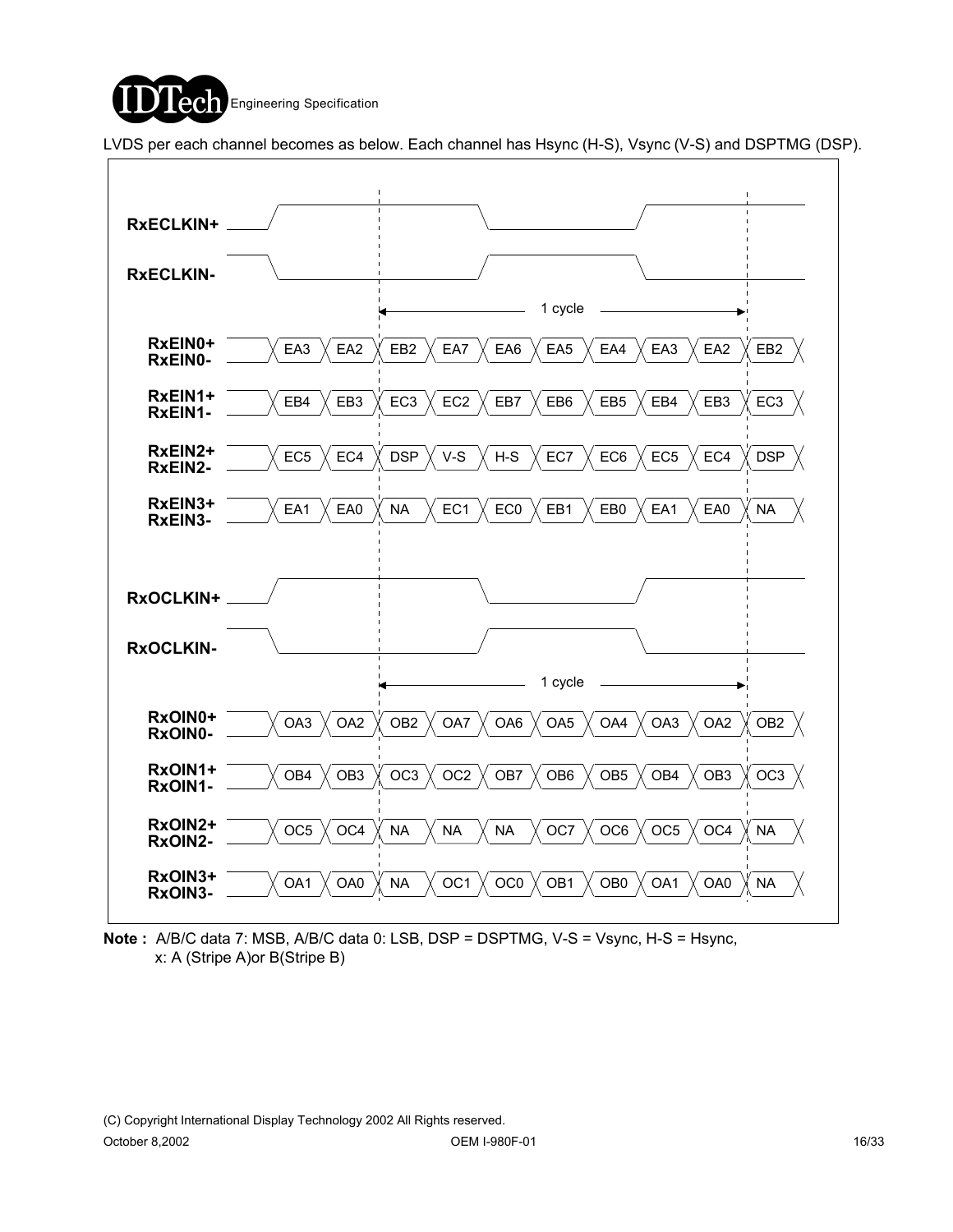LVDS per each channel becomes as below. Each channel has Hsync (H-S), Vsync (V-S) and DSPTMG (DSP).

RxECLKIN+

RxECLKIN-

1 cycle

RxEIN0+ RxEIN0- EA3 EA2 EB2 EA7 EA6 EA5 EA4 EA3 EA2 EB2

RxEIN1+ RxEIN1- EB4 EB3 EC3 EC2 EB7 EB6 EB5 EB4 EB3 EC3

RxEIN2+ RxEIN2- EC5 EC4 DSP V-S H-S EC7 EC6 EC5 EC4 DSP

RxEIN3+ RxEIN3- EA1 EA0 NA EC1 EC0 EB1 EB0 EA1 EA0 NA

RxOCLKIN+

RxOCLKIN-

1 cycle

RxOIN0+ RxOIN0- OA3 OA2 OB2 OA7 OA6 OA5 OA4 OA3 OA2 OB2

RxOIN1+ RxOIN1- OB4 OB3 OC3 OC2 OB7 OB6 OB5 OB4 OB3 OC3

RxOIN2+ RxOIN2- OC5 OC4 NA NA NA OC7 OC6 OC5 OC4 NA

RxOIN3+ RxOIN3- OA1 OA0 NA OC1 OC0 OB1 OB0 OA1 OA0 NA

**Note :** A/B/C data 7: MSB, A/B/C data 0: LSB, DSP = DSPTMG, V-S = Vsync, H-S = Hsync,
x: A (Stripe A)or B(Stripe B)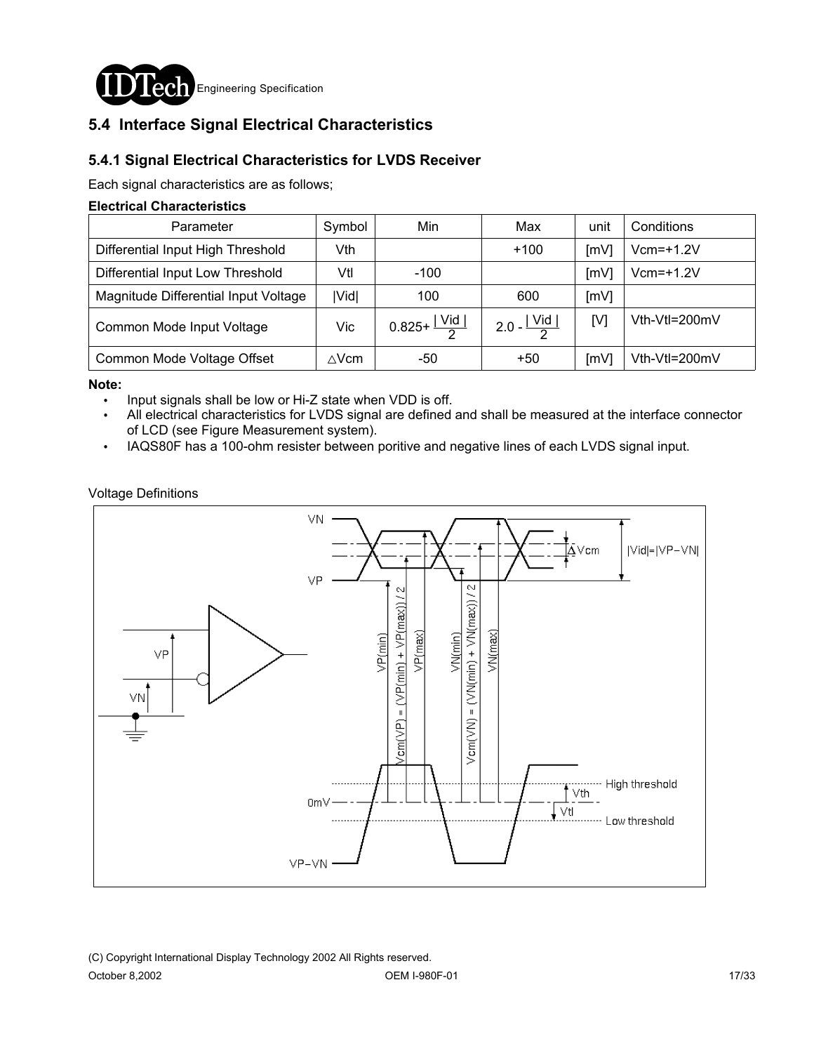## 5.4 Interface Signal Electrical Characteristics

### 5.4.1 Signal Electrical Characteristics for LVDS Receiver

Each signal characteristics are as follows;

**Electrical Characteristics**

| Parameter | Symbol | Min | Max | unit | Conditions |
|---|---|---|---|---|---|
| Differential Input High Threshold | Vth | | +100 | [mV] | Vcm=+1.2V |
| Differential Input Low Threshold | Vtl | -100 | | [mV] | Vcm=+1.2V |
| Magnitude Differential Input Voltage | \|Vid\| | 100 | 600 | [mV] | |
| Common Mode Input Voltage | Vic | $0.825+\frac{\lvert Vid \rvert}{2}$ | $2.0-\frac{\lvert Vid \rvert}{2}$ | [V] | Vth-Vtl=200mV |
| Common Mode Voltage Offset | △Vcm | -50 | +50 | [mV] | Vth-Vtl=200mV |

**Note:**

- Input signals shall be low or Hi-Z state when VDD is off.
- All electrical characteristics for LVDS signal are defined and shall be measured at the interface connector of LCD (see Figure Measurement system).
- IAQS80F has a 100-ohm resister between poritive and negative lines of each LVDS signal input.

Voltage Definitions

VN
VP
ΔVcm
|Vid|=|VP−VN|
VP
VN
VP(min)
Vcm(VP) = (VP(min) + VP(max)) / 2
VP(max)
VN(min)
Vcm(VN) = (VN(min) + VN(max)) / 2
VN(max)
0mV
High threshold
Vth
Vtl
Low threshold
VP−VN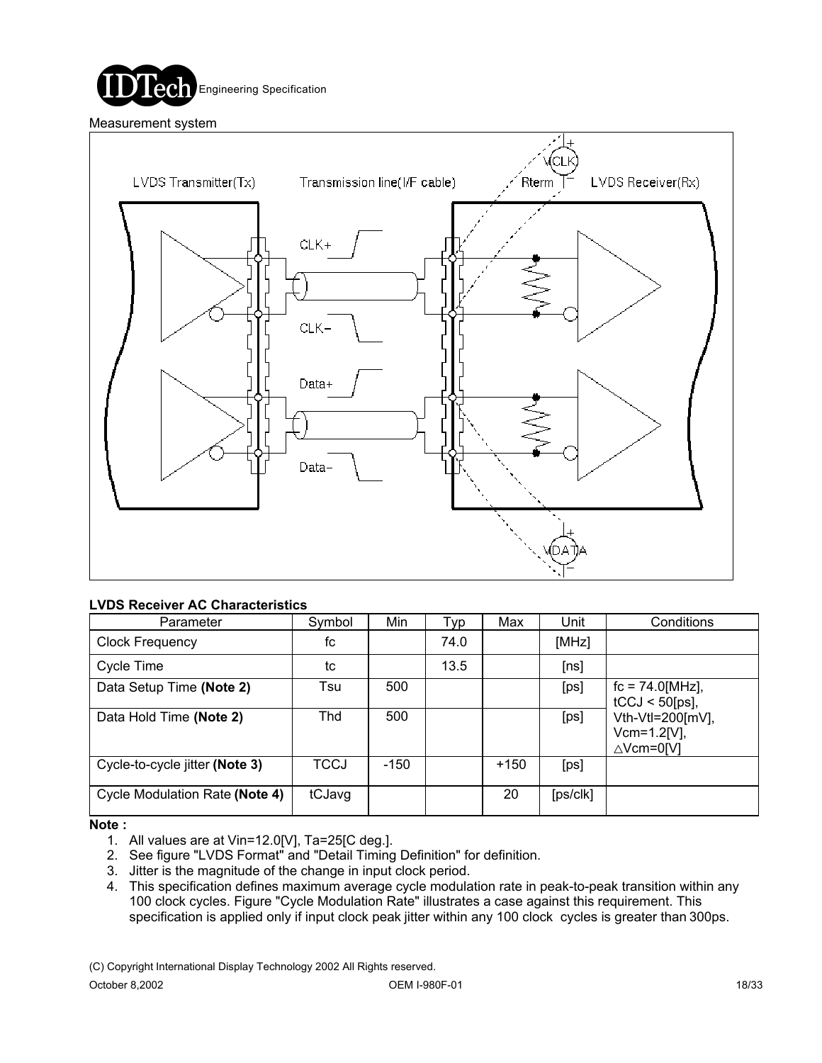Measurement system

LVDS Transmitter(Tx)

Transmission line(I/F cable)

Rterm

LVDS Receiver(Rx)

VCLK

CLK+

CLK−

Data+

Data−

VDATA

**LVDS Receiver AC Characteristics**

| Parameter | Symbol | Min | Typ | Max | Unit | Conditions |
|---|---|---|---|---|---|---|
| Clock Frequency | fc | | 74.0 | | [MHz] | |
| Cycle Time | tc | | 13.5 | | [ns] | |
| Data Setup Time **(Note 2)** | Tsu | 500 | | | [ps] | fc = 74.0[MHz], tCCJ < 50[ps], Vth-Vtl=200[mV], Vcm=1.2[V], △Vcm=0[V] |
| Data Hold Time **(Note 2)** | Thd | 500 | | | [ps] | |
| Cycle-to-cycle jitter **(Note 3)** | TCCJ | -150 | | +150 | [ps] | |
| Cycle Modulation Rate **(Note 4)** | tCJavg | | | 20 | [ps/clk] | |

**Note :**

1. All values are at Vin=12.0[V], Ta=25[C deg.].
2. See figure "LVDS Format" and "Detail Timing Definition" for definition.
3. Jitter is the magnitude of the change in input clock period.
4. This specification defines maximum average cycle modulation rate in peak-to-peak transition within any 100 clock cycles. Figure "Cycle Modulation Rate" illustrates a case against this requirement. This specification is applied only if input clock peak jitter within any 100 clock cycles is greater than 300ps.

(C) Copyright International Display Technology 2002 All Rights reserved.

October 8,2002 OEM I-980F-01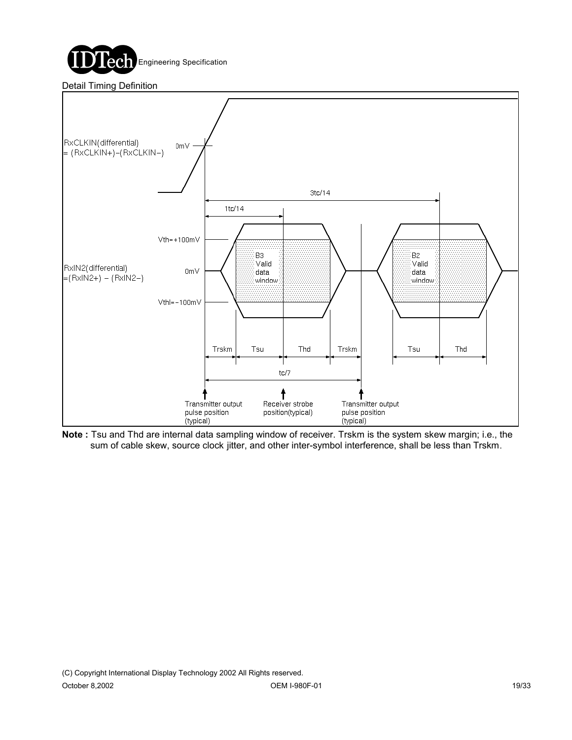Detail Timing Definition

RxCLKIN(differential)
= (RxCLKIN+)-(RxCLKIN-)

0mV

3tc/14

1tc/14

Vth=+100mV

RxIN2(differential)
=(RxIN2+) - (RxIN2-)

0mV

Vthl=-100mV

B3
Valid
data
window

B2
Valid
data
window

Trskm Tsu Thd Trskm Tsu Thd

tc/7

Transmitter output
pulse position
(typical)

Receiver strobe
position(typical)

Transmitter output
pulse position
(typical)

**Note :** Tsu and Thd are internal data sampling window of receiver. Trskm is the system skew margin; i.e., the sum of cable skew, source clock jitter, and other inter-symbol interference, shall be less than Trskm.

(C) Copyright International Display Technology 2002 All Rights reserved.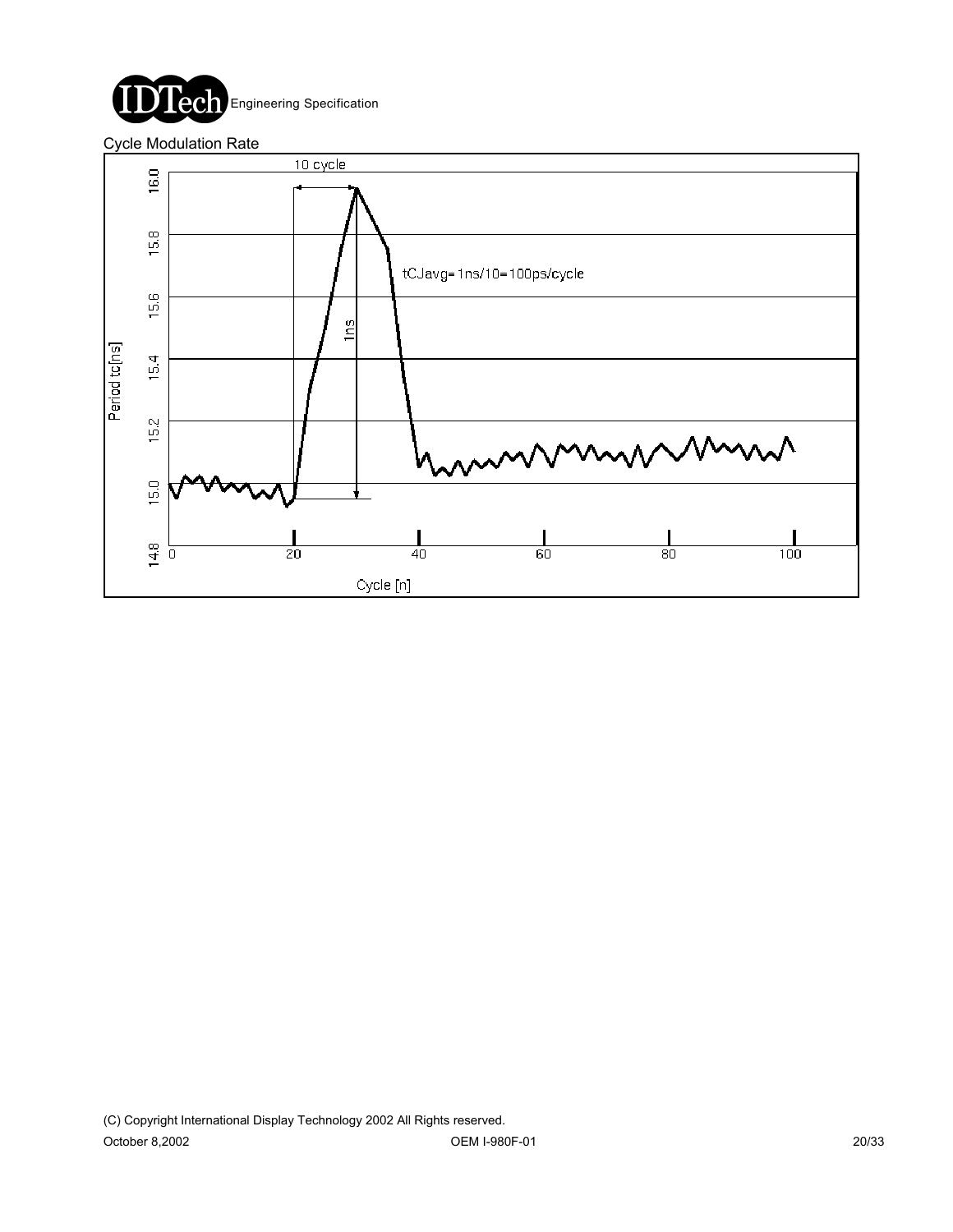Cycle Modulation Rate

10 cycle

tCJavg=1ns/10=100ps/cycle

1ns

Period tc[ns]

16.0
15.8
15.6
15.4
15.2
15.0
14.8

0
20
40
60
80
100

Cycle [n]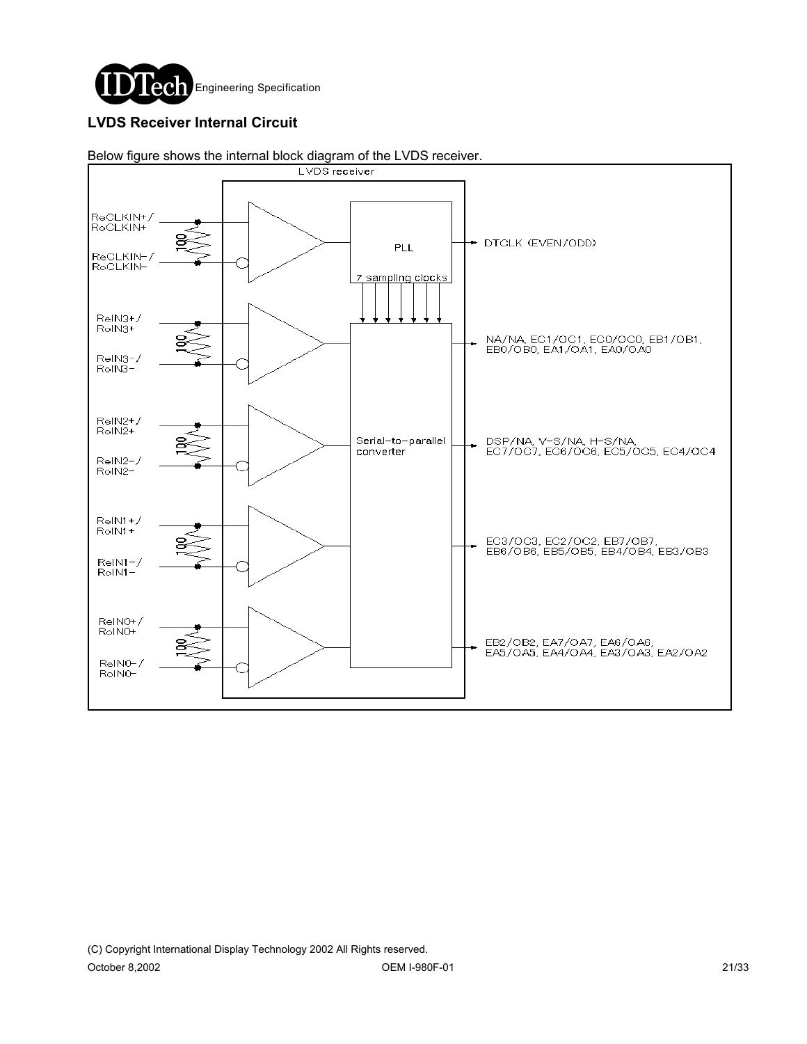## LVDS Receiver Internal Circuit

Below figure shows the internal block diagram of the LVDS receiver.

LVDS receiver

ReCLKIN+/
RoCLKIN+

ReCLKIN-/
RoCLKIN-

100

PLL

DTCLK (EVEN/ODD)

7 sampling clocks

ReIN3+/
RoIN3+

ReIN3-/
RoIN3-

NA/NA, EC1/OC1, EC0/OC0, EB1/OB1,
EB0/OB0, EA1/OA1, EA0/OA0

ReIN2+/
RoIN2+

ReIN2-/
RoIN2-

Serial-to-parallel
converter

DSP/NA, V-S/NA, H-S/NA,
EC7/OC7, EC6/OC6, EC5/OC5, EC4/OC4

ReIN1+/
RoIN1+

ReIN1-/
RoIN1-

EC3/OC3, EC2/OC2, EB7/OB7,
EB6/OB6, EB5/OB5, EB4/OB4, EB3/OB3

ReIN0+/
RoIN0+

ReIN0-/
RoIN0-

EB2/OB2, EA7/OA7, EA6/OA6,
EA5/OA5, EA4/OA4, EA3/OA3, EA2/OA2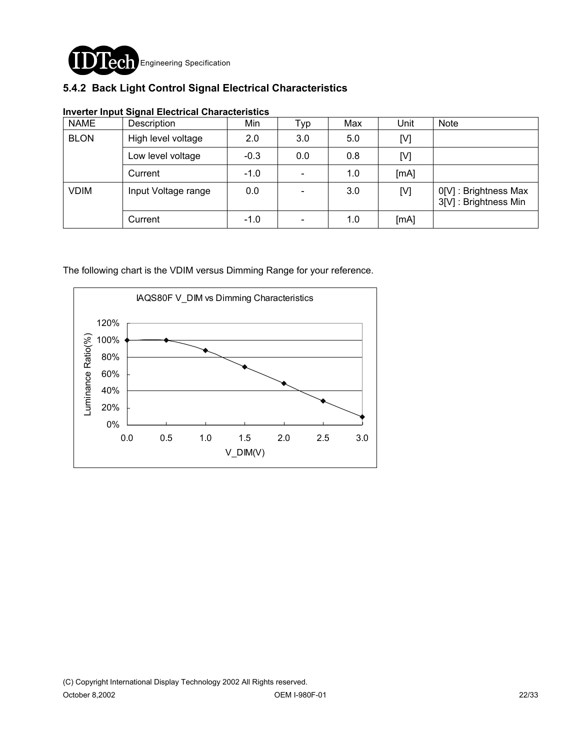### 5.4.2 Back Light Control Signal Electrical Characteristics

**Inverter Input Signal Electrical Characteristics**

| NAME | Description | Min | Typ | Max | Unit | Note |
|---|---|---|---|---|---|---|
| BLON | High level voltage | 2.0 | 3.0 | 5.0 | [V] | |
| | Low level voltage | -0.3 | 0.0 | 0.8 | [V] | |
| | Current | -1.0 | - | 1.0 | [mA] | |
| VDIM | Input Voltage range | 0.0 | - | 3.0 | [V] | 0[V] : Brightness Max<br>3[V] : Brightness Min |
| | Current | -1.0 | - | 1.0 | [mA] | |

The following chart is the VDIM versus Dimming Range for your reference.

IAQS80F V_DIM vs Dimming Characteristics

Luminance Ratio(%)

120%
100%
80%
60%
40%
20%
0%

0.0 0.5 1.0 1.5 2.0 2.5 3.0

V_DIM(V)

(C) Copyright International Display Technology 2002 All Rights reserved.

October 8,2002 OEM I-980F-01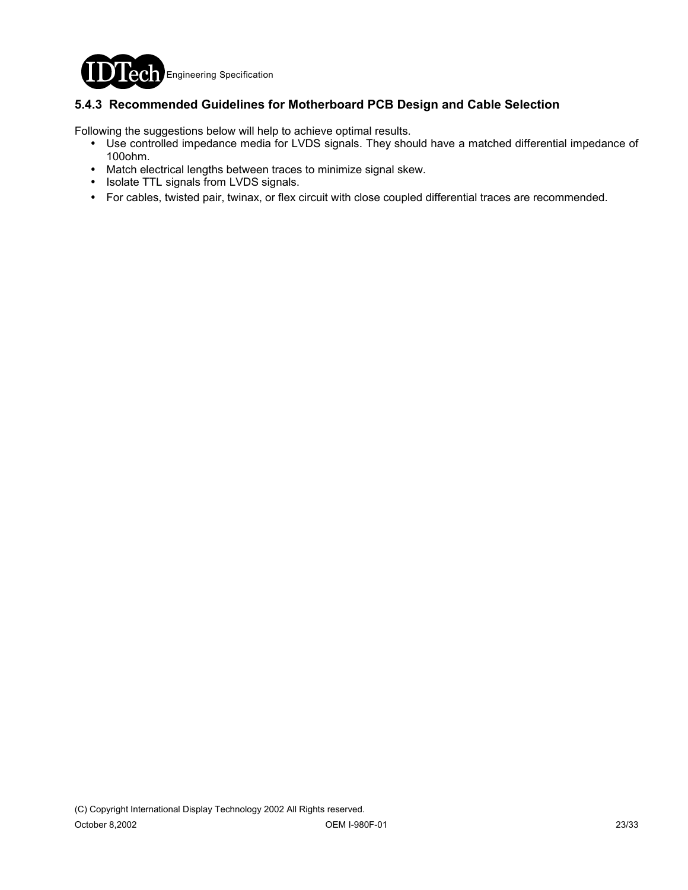### 5.4.3 Recommended Guidelines for Motherboard PCB Design and Cable Selection

Following the suggestions below will help to achieve optimal results.

- Use controlled impedance media for LVDS signals. They should have a matched differential impedance of 100ohm.
- Match electrical lengths between traces to minimize signal skew.
- Isolate TTL signals from LVDS signals.
- For cables, twisted pair, twinax, or flex circuit with close coupled differential traces are recommended.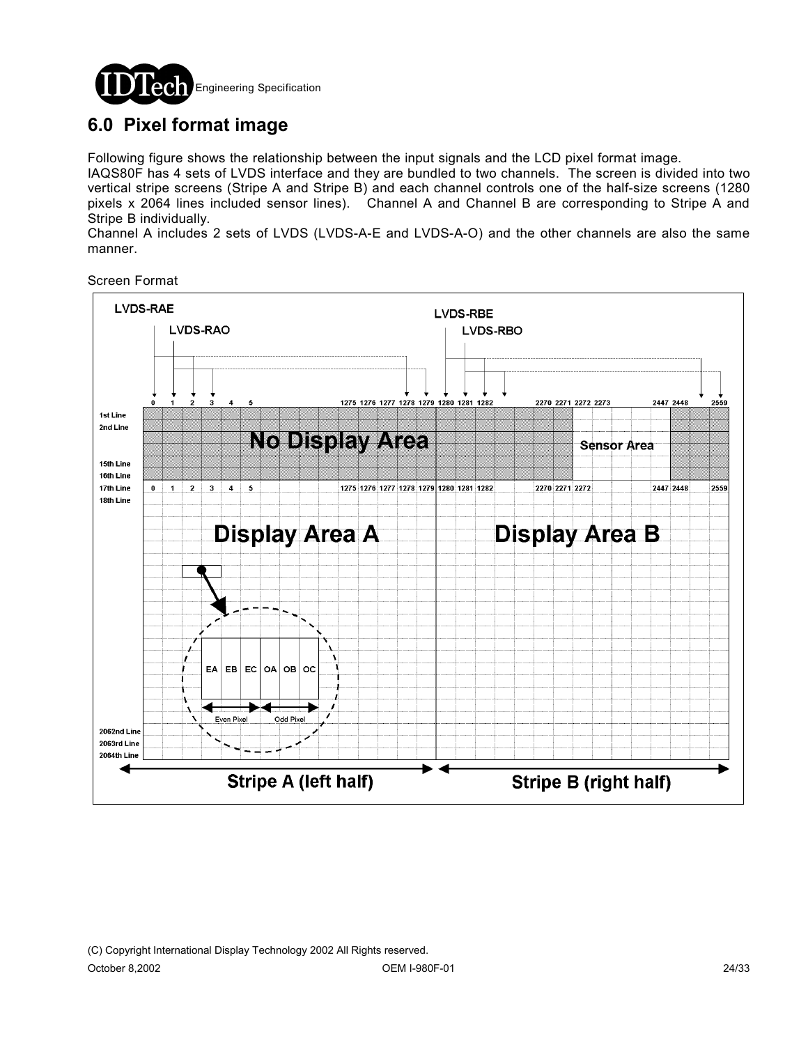## 6.0 Pixel format image

Following figure shows the relationship between the input signals and the LCD pixel format image.
IAQS80F has 4 sets of LVDS interface and they are bundled to two channels. The screen is divided into two vertical stripe screens (Stripe A and Stripe B) and each channel controls one of the half-size screens (1280 pixels x 2064 lines included sensor lines). Channel A and Channel B are corresponding to Stripe A and Stripe B individually.
Channel A includes 2 sets of LVDS (LVDS-A-E and LVDS-A-O) and the other channels are also the same manner.

Screen Format

LVDS-RAE
LVDS-RAO
LVDS-RBE
LVDS-RBO

0 1 2 3 4 5 1275 1276 1277 1278 1279 1280 1281 1282 2270 2271 2272 2273 2447 2448 2559

1st Line
2nd Line
15th Line
16th Line
17th Line
18th Line

No Display Area
Sensor Area

0 1 2 3 4 5 1275 1276 1277 1278 1279 1280 1281 1282 2270 2271 2272 2447 2448 2559

Display Area A
Display Area B

EA EB EC OA OB OC
Even Pixel
Odd Pixel

2062nd Line
2063rd Line
2064th Line

Stripe A (left half)
Stripe B (right half)

(C) Copyright International Display Technology 2002 All Rights reserved.
October 8,2002 OEM I-980F-01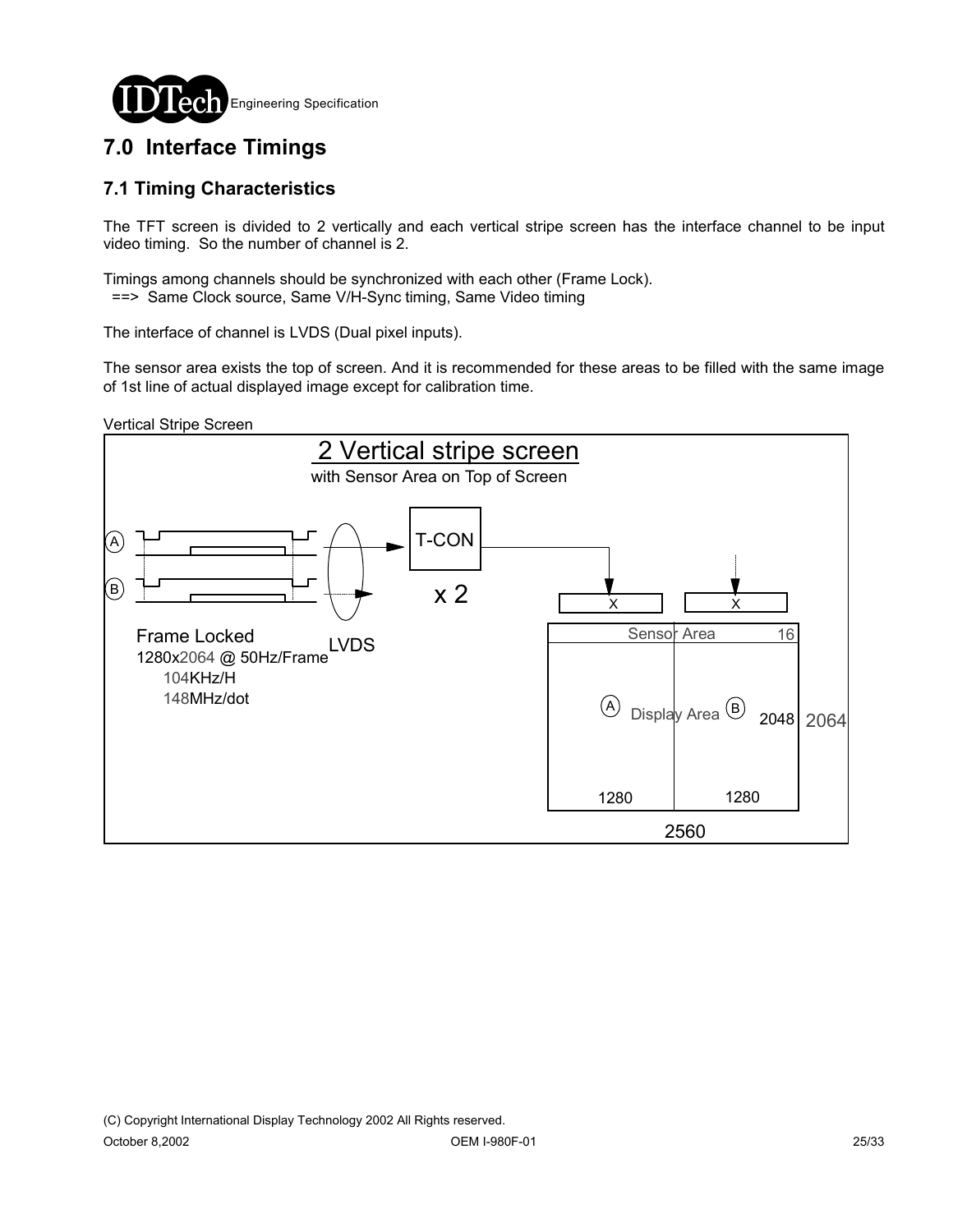# 7.0 Interface Timings

## 7.1 Timing Characteristics

The TFT screen is divided to 2 vertically and each vertical stripe screen has the interface channel to be input video timing. So the number of channel is 2.

Timings among channels should be synchronized with each other (Frame Lock).
==> Same Clock source, Same V/H-Sync timing, Same Video timing

The interface of channel is LVDS (Dual pixel inputs).

The sensor area exists the top of screen. And it is recommended for these areas to be filled with the same image of 1st line of actual displayed image except for calibration time.

Vertical Stripe Screen

2 Vertical stripe screen
with Sensor Area on Top of Screen

A
B
T-CON
x 2
LVDS
Frame Locked
1280x2064 @ 50Hz/Frame
104KHz/H
148MHz/dot

X
X
Sensor Area
16
A
Display Area
B
2048
2064
1280
1280
2560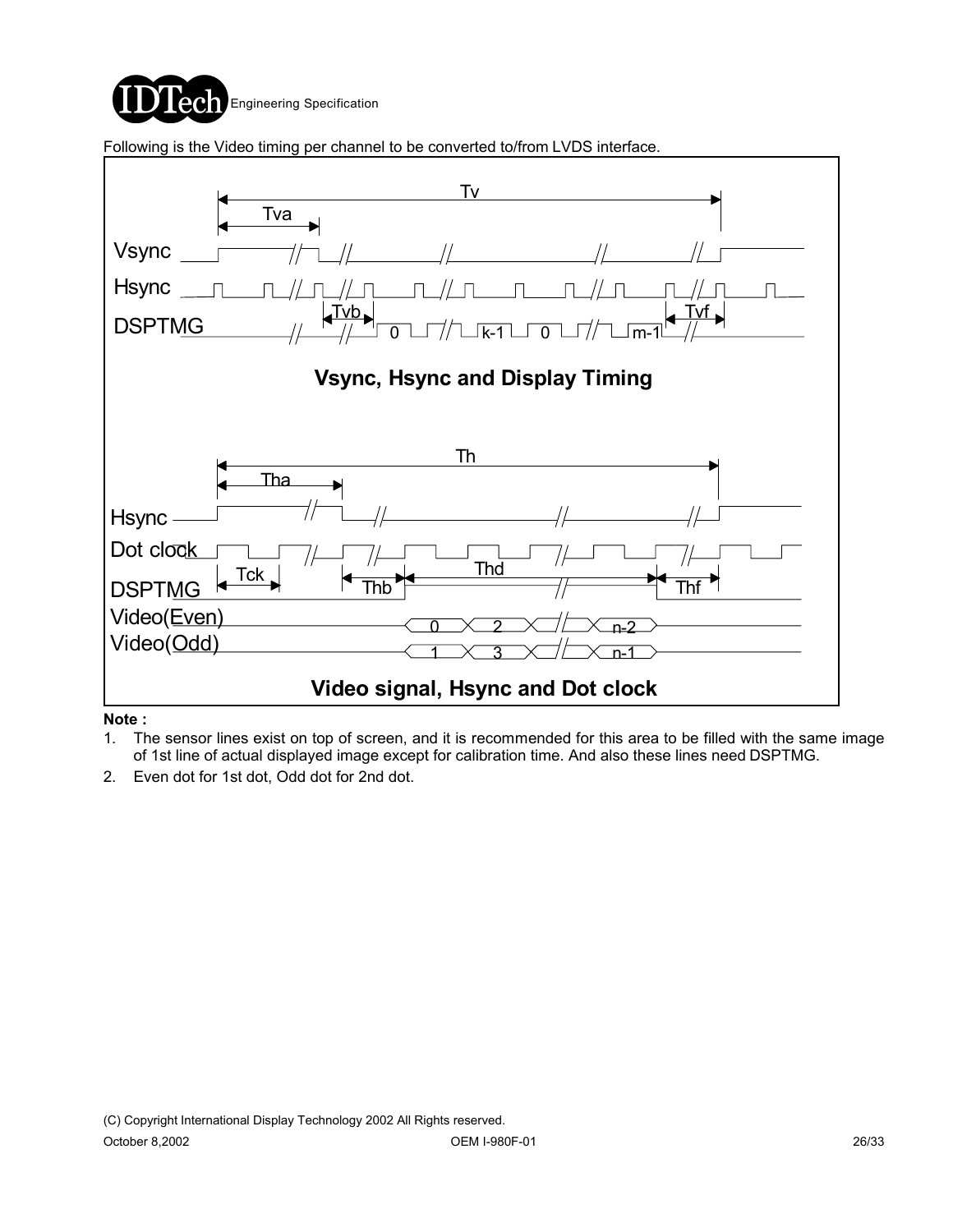Following is the Video timing per channel to be converted to/from LVDS interface.

Tv
Tva
Vsync
Hsync
DSPTMG
Tvb
0
k-1
0
m-1
Tvf

**Vsync, Hsync and Display Timing**

Th
Tha
Hsync
Dot clock
Tck
Thd
DSPTMG
Thb
Thf
Video(Even)
0
2
n-2
Video(Odd)
1
3
n-1

**Video signal, Hsync and Dot clock**

**Note :**

1. The sensor lines exist on top of screen, and it is recommended for this area to be filled with the same image of 1st line of actual displayed image except for calibration time. And also these lines need DSPTMG.
2. Even dot for 1st dot, Odd dot for 2nd dot.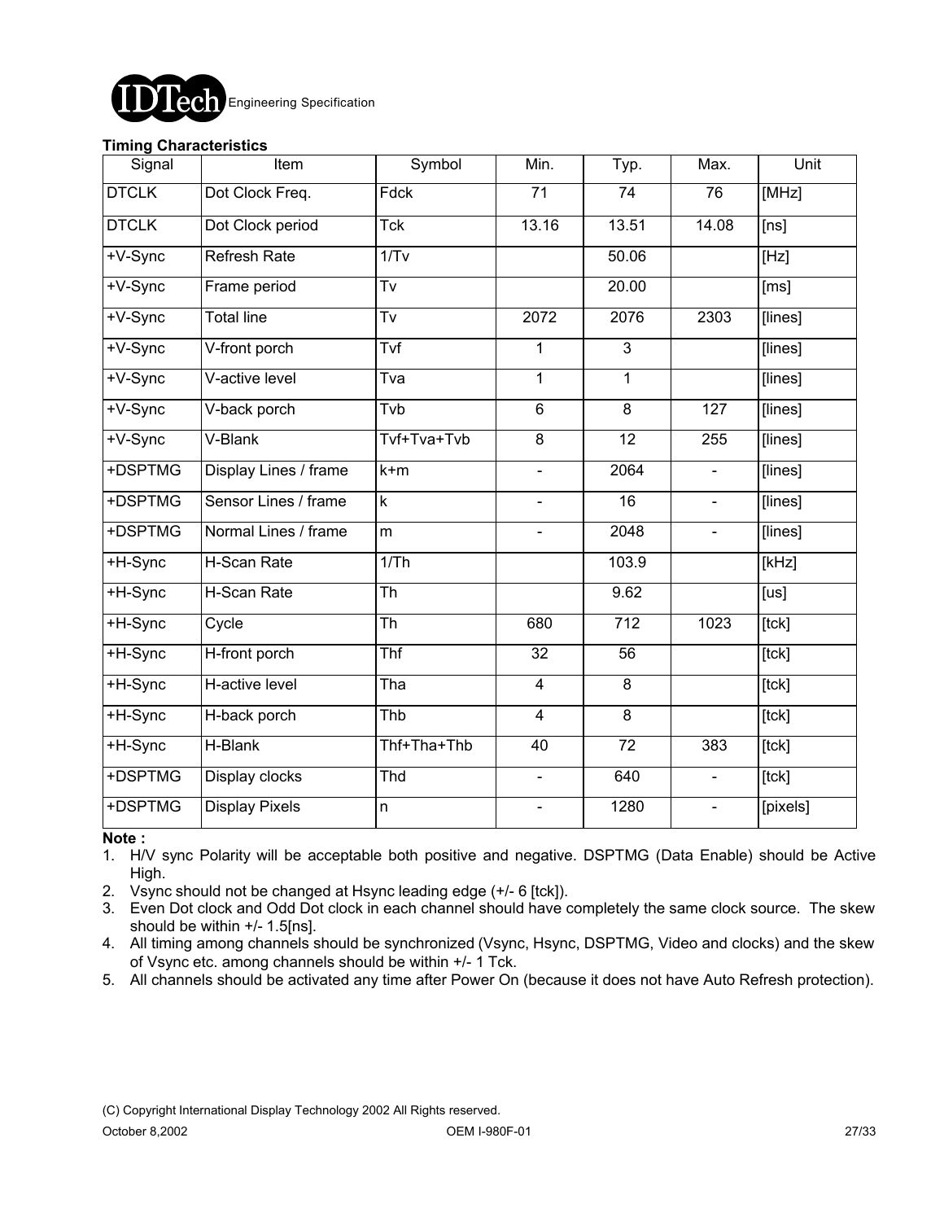**Timing Characteristics**

| Signal | Item | Symbol | Min. | Typ. | Max. | Unit |
|---|---|---|---|---|---|---|
| DTCLK | Dot Clock Freq. | Fdck | 71 | 74 | 76 | [MHz] |
| DTCLK | Dot Clock period | Tck | 13.16 | 13.51 | 14.08 | [ns] |
| +V-Sync | Refresh Rate | 1/Tv | | 50.06 | | [Hz] |
| +V-Sync | Frame period | Tv | | 20.00 | | [ms] |
| +V-Sync | Total line | Tv | 2072 | 2076 | 2303 | [lines] |
| +V-Sync | V-front porch | Tvf | 1 | 3 | | [lines] |
| +V-Sync | V-active level | Tva | 1 | 1 | | [lines] |
| +V-Sync | V-back porch | Tvb | 6 | 8 | 127 | [lines] |
| +V-Sync | V-Blank | Tvf+Tva+Tvb | 8 | 12 | 255 | [lines] |
| +DSPTMG | Display Lines / frame | k+m | - | 2064 | - | [lines] |
| +DSPTMG | Sensor Lines / frame | k | - | 16 | - | [lines] |
| +DSPTMG | Normal Lines / frame | m | - | 2048 | - | [lines] |
| +H-Sync | H-Scan Rate | 1/Th | | 103.9 | | [kHz] |
| +H-Sync | H-Scan Rate | Th | | 9.62 | | [us] |
| +H-Sync | Cycle | Th | 680 | 712 | 1023 | [tck] |
| +H-Sync | H-front porch | Thf | 32 | 56 | | [tck] |
| +H-Sync | H-active level | Tha | 4 | 8 | | [tck] |
| +H-Sync | H-back porch | Thb | 4 | 8 | | [tck] |
| +H-Sync | H-Blank | Thf+Tha+Thb | 40 | 72 | 383 | [tck] |
| +DSPTMG | Display clocks | Thd | - | 640 | - | [tck] |
| +DSPTMG | Display Pixels | n | - | 1280 | - | [pixels] |

**Note :**

1. H/V sync Polarity will be acceptable both positive and negative. DSPTMG (Data Enable) should be Active High.
2. Vsync should not be changed at Hsync leading edge (+/- 6 [tck]).
3. Even Dot clock and Odd Dot clock in each channel should have completely the same clock source. The skew should be within +/- 1.5[ns].
4. All timing among channels should be synchronized (Vsync, Hsync, DSPTMG, Video and clocks) and the skew of Vsync etc. among channels should be within +/- 1 Tck.
5. All channels should be activated any time after Power On (because it does not have Auto Refresh protection).

(C) Copyright International Display Technology 2002 All Rights reserved.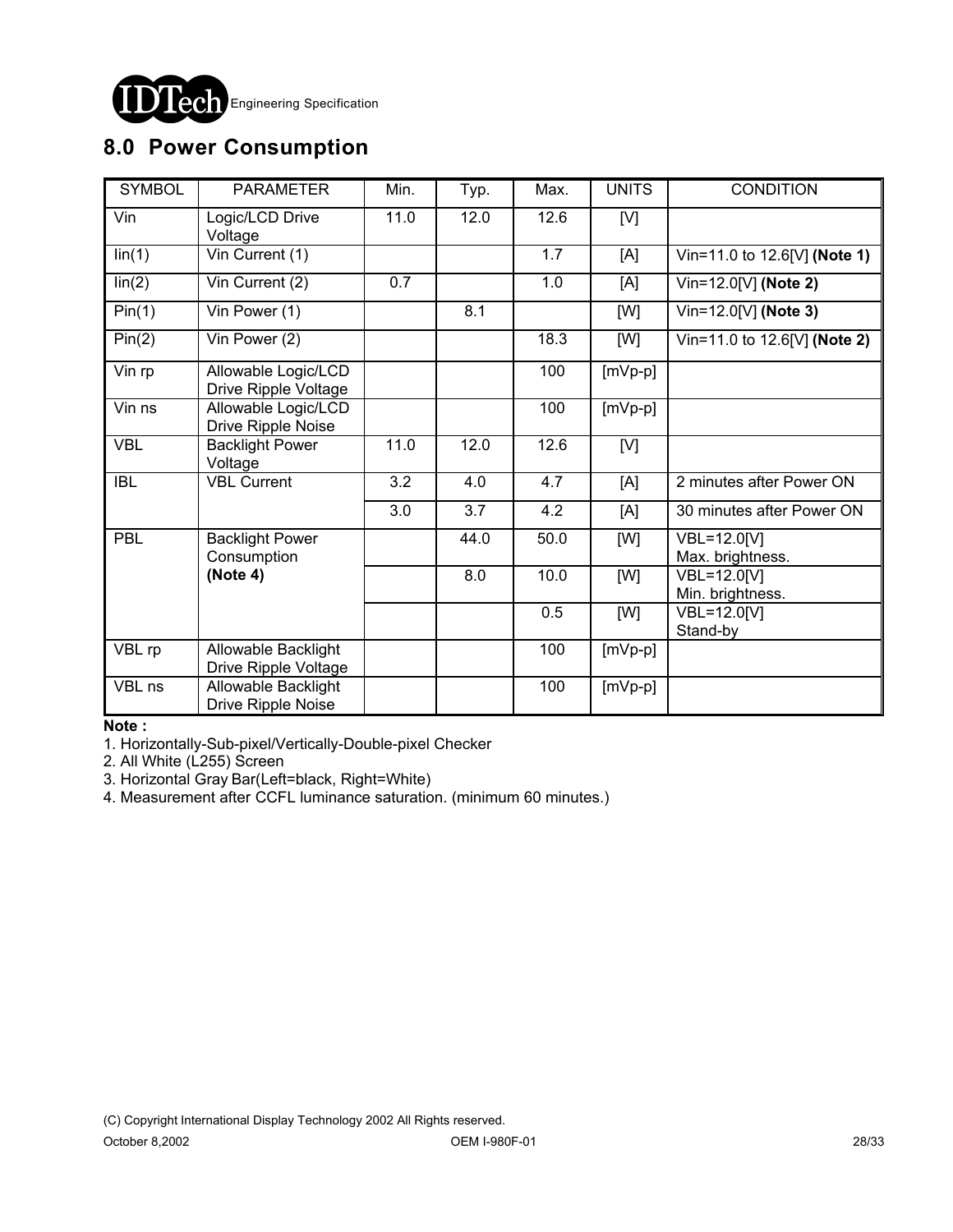## 8.0 Power Consumption

| SYMBOL | PARAMETER | Min. | Typ. | Max. | UNITS | CONDITION |
|---|---|---|---|---|---|---|
| Vin | Logic/LCD Drive Voltage | 11.0 | 12.0 | 12.6 | [V] | |
| Iin(1) | Vin Current (1) | | | 1.7 | [A] | Vin=11.0 to 12.6[V] **(Note 1)** |
| Iin(2) | Vin Current (2) | 0.7 | | 1.0 | [A] | Vin=12.0[V] **(Note 2)** |
| Pin(1) | Vin Power (1) | | 8.1 | | [W] | Vin=12.0[V] **(Note 3)** |
| Pin(2) | Vin Power (2) | | | 18.3 | [W] | Vin=11.0 to 12.6[V] **(Note 2)** |
| Vin rp | Allowable Logic/LCD Drive Ripple Voltage | | | 100 | [mVp-p] | |
| Vin ns | Allowable Logic/LCD Drive Ripple Noise | | | 100 | [mVp-p] | |
| VBL | Backlight Power Voltage | 11.0 | 12.0 | 12.6 | [V] | |
| IBL | VBL Current | 3.2 | 4.0 | 4.7 | [A] | 2 minutes after Power ON |
| | | 3.0 | 3.7 | 4.2 | [A] | 30 minutes after Power ON |
| PBL | Backlight Power Consumption **(Note 4)** | | 44.0 | 50.0 | [W] | VBL=12.0[V] Max. brightness. |
| | | | 8.0 | 10.0 | [W] | VBL=12.0[V] Min. brightness. |
| | | | | 0.5 | [W] | VBL=12.0[V] Stand-by |
| VBL rp | Allowable Backlight Drive Ripple Voltage | | | 100 | [mVp-p] | |
| VBL ns | Allowable Backlight Drive Ripple Noise | | | 100 | [mVp-p] | |

**Note :**

1. Horizontally-Sub-pixel/Vertically-Double-pixel Checker
2. All White (L255) Screen
3. Horizontal Gray Bar(Left=black, Right=White)
4. Measurement after CCFL luminance saturation. (minimum 60 minutes.)

(C) Copyright International Display Technology 2002 All Rights reserved.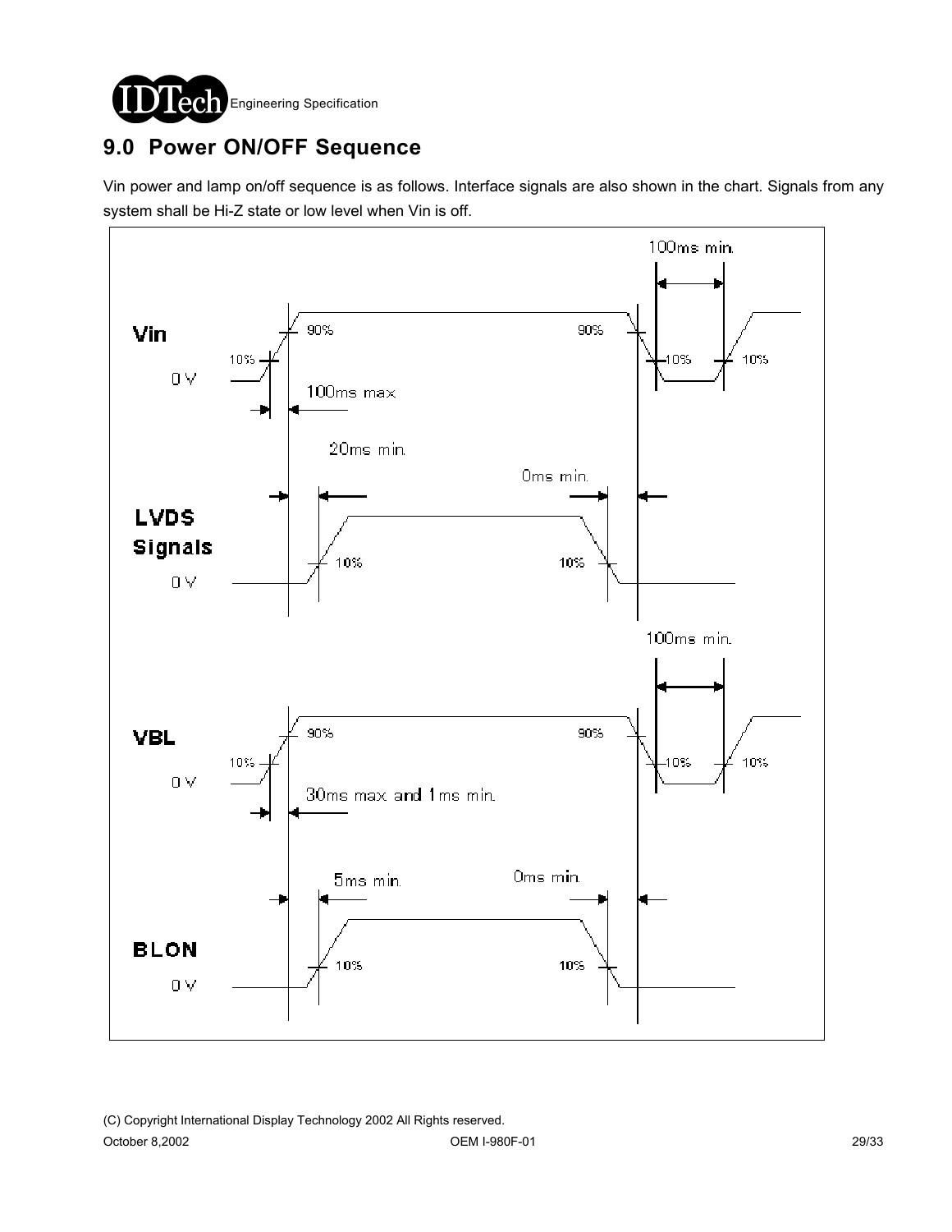## 9.0 Power ON/OFF Sequence

Vin power and lamp on/off sequence is as follows. Interface signals are also shown in the chart. Signals from any system shall be Hi-Z state or low level when Vin is off.

100ms min.

Vin

90%

90%

10%

10%

10%

0 V

100ms max

20ms min.

0ms min.

LVDS Signals

10%

10%

0 V

100ms min.

VBL

90%

90%

10%

10%

10%

0 V

30ms max and 1ms min.

5ms min.

0ms min.

BLON

10%

10%

0 V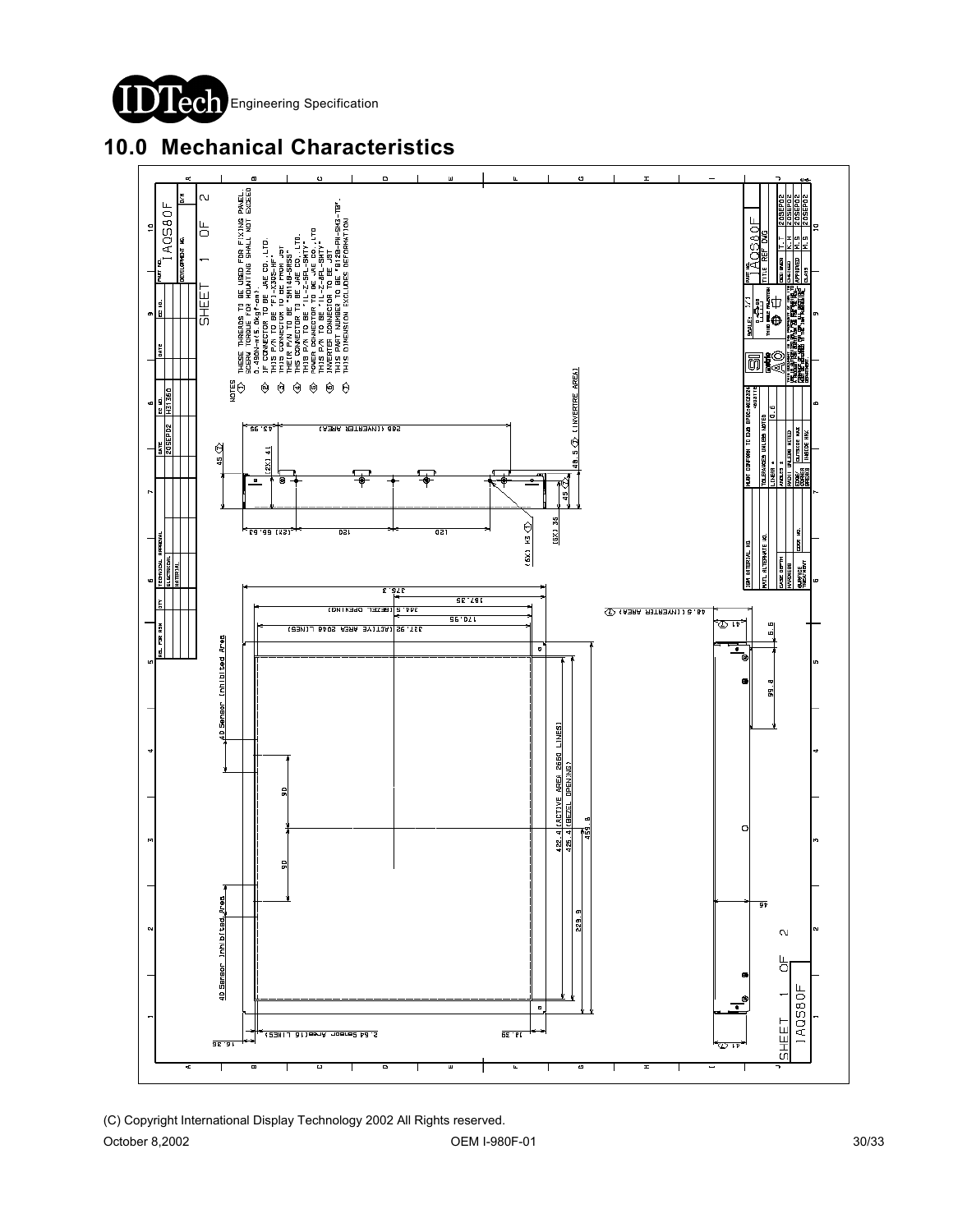## 10.0 Mechanical Characteristics

NOTES
1. THESE THREADS TO BE USED FOR FIXING PANEL. SCREW TORQUE FOR MOUNTING SHALL NOT EXCEED 0.490N-m(5.0kgf-cm).
2. IF CONNECTOR TO BE JAE CO.,LTD. THIS P/N TO BE "FI-X30S-HF".
3. THIS CONNECTOR TO BE FROM JST. THEIR P/N TO BE "SM14B-SRSS".
4. THIS CONNECTOR TO BE JAE CO.,LTD. THIS P/N TO BE "IL-Z-5PL-SMTY".
5. POWER CONNECTOR TO BE JAE CO.,LTD. THIS P/N TO BE "IL-Z-5PL-SMTY".
6. INVERTER CONNECTOR TO BE JST. THIS PART NUMBER TO BE "BM12B-PH-SM3-TB".
7. THIS DIMENSION EXCLUDES DEFORMATION.

375.3
187.35
344.5 (BEZEL OPENING)
170.95
337.92 (ACTIVE AREA 2048 LINES)
422.4 (ACTIVE AREA 2560 LINES)
425.4 (BEZEL OPENING)
459.8
229.9
90
90
16.36
2.64 Sensor Area (16 LINES)
14.39
4D Sensor Inhibited Area
4D Sensor Inhibited Area
268 (INVERTER AREA)
43.95
(2X) 41
(2X) 66.63
120
120
(6X) M3
(6X) 35
45
45
48.5 (INVERTER AREA)
48.5 (INVERTER AREA)
5.5
99.8
41
41

IAQS80F
SHEET 1 OF 2
TITLE REF DWG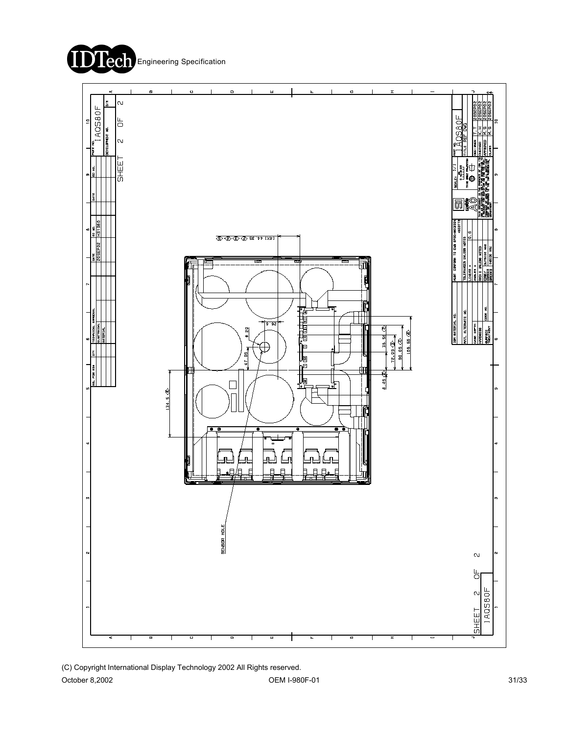SHEET 2 OF 2

IAQS80F

(4X) 44.35

26.5

Φ 20

47.05

36.55

72.05

90.05

108.55

8.45

134.5

SENSOR HOLE

PART NO. IAQS80F

TITLE REF DWG

SCALE: 1/1

(C) Copyright International Display Technology 2002 All Rights reserved.

October 8,2002

OEM I-980F-01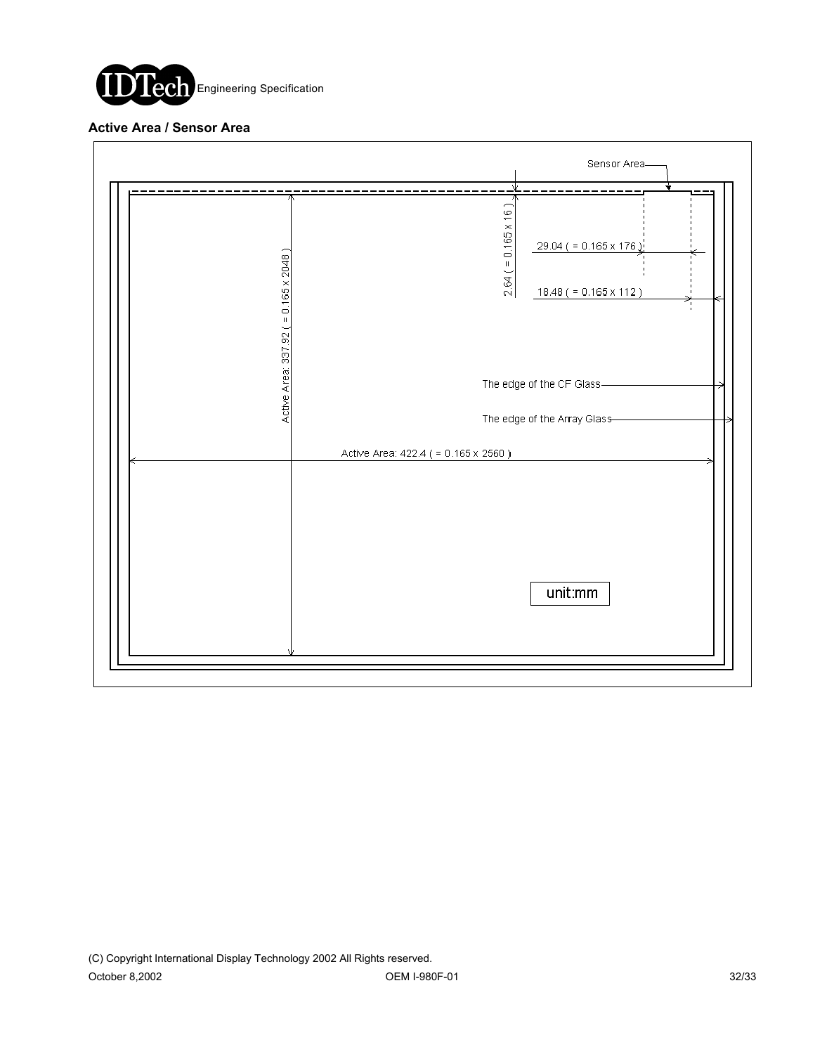**Active Area / Sensor Area**

Sensor Area

2.64 ( = 0.165 x 16 )

29.04 ( = 0.165 x 176 )

18.48 ( = 0.165 x 112 )

Active Area: 337.92 ( = 0.165 x 2048 )

The edge of the CF Glass

The edge of the Array Glass

Active Area: 422.4 ( = 0.165 x 2560 )

unit:mm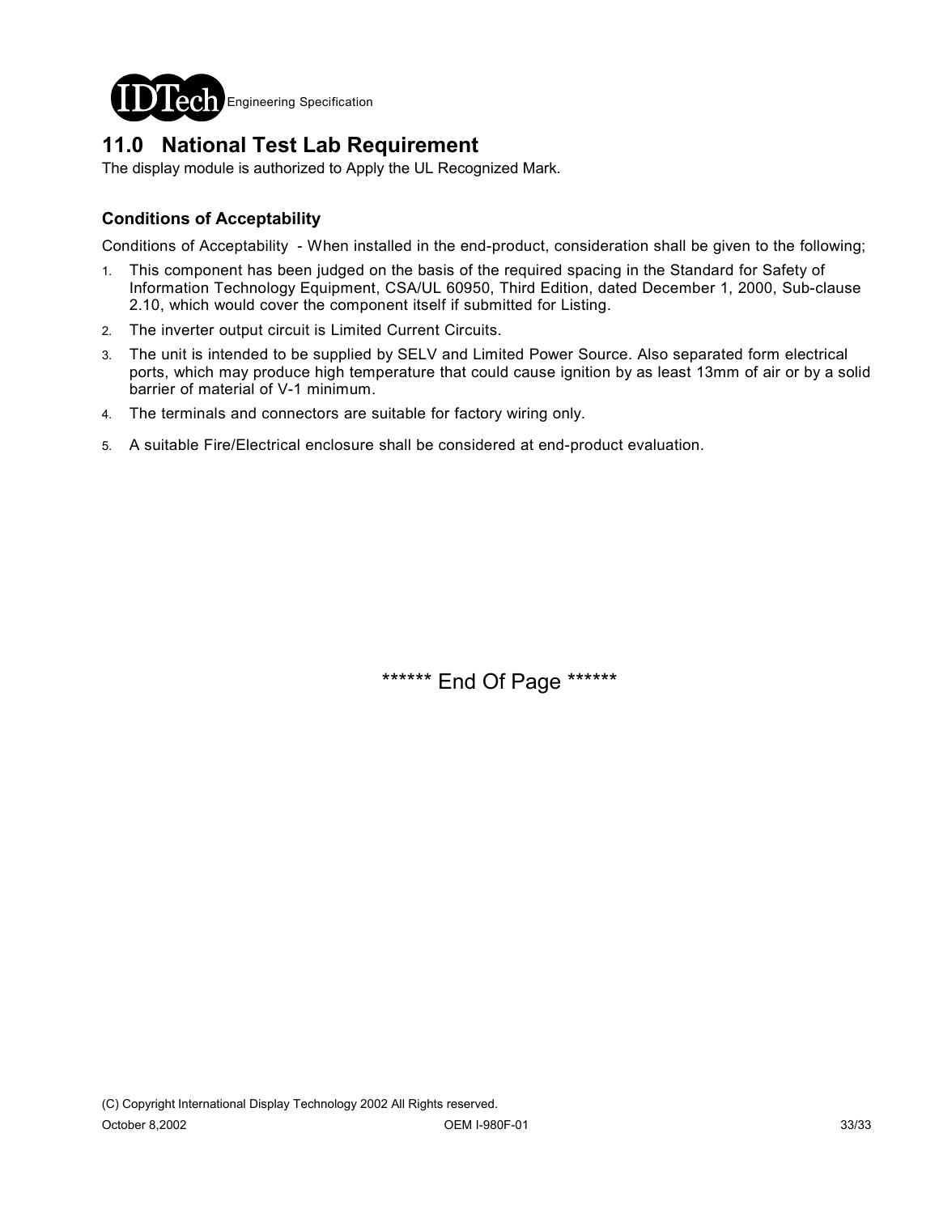## 11.0 National Test Lab Requirement

The display module is authorized to Apply the UL Recognized Mark.

### Conditions of Acceptability

Conditions of Acceptability - When installed in the end-product, consideration shall be given to the following;

1. This component has been judged on the basis of the required spacing in the Standard for Safety of Information Technology Equipment, CSA/UL 60950, Third Edition, dated December 1, 2000, Sub-clause 2.10, which would cover the component itself if submitted for Listing.
2. The inverter output circuit is Limited Current Circuits.
3. The unit is intended to be supplied by SELV and Limited Power Source. Also separated form electrical ports, which may produce high temperature that could cause ignition by as least 13mm of air or by a solid barrier of material of V-1 minimum.
4. The terminals and connectors are suitable for factory wiring only.
5. A suitable Fire/Electrical enclosure shall be considered at end-product evaluation.

****** End Of Page ******

(C) Copyright International Display Technology 2002 All Rights reserved.